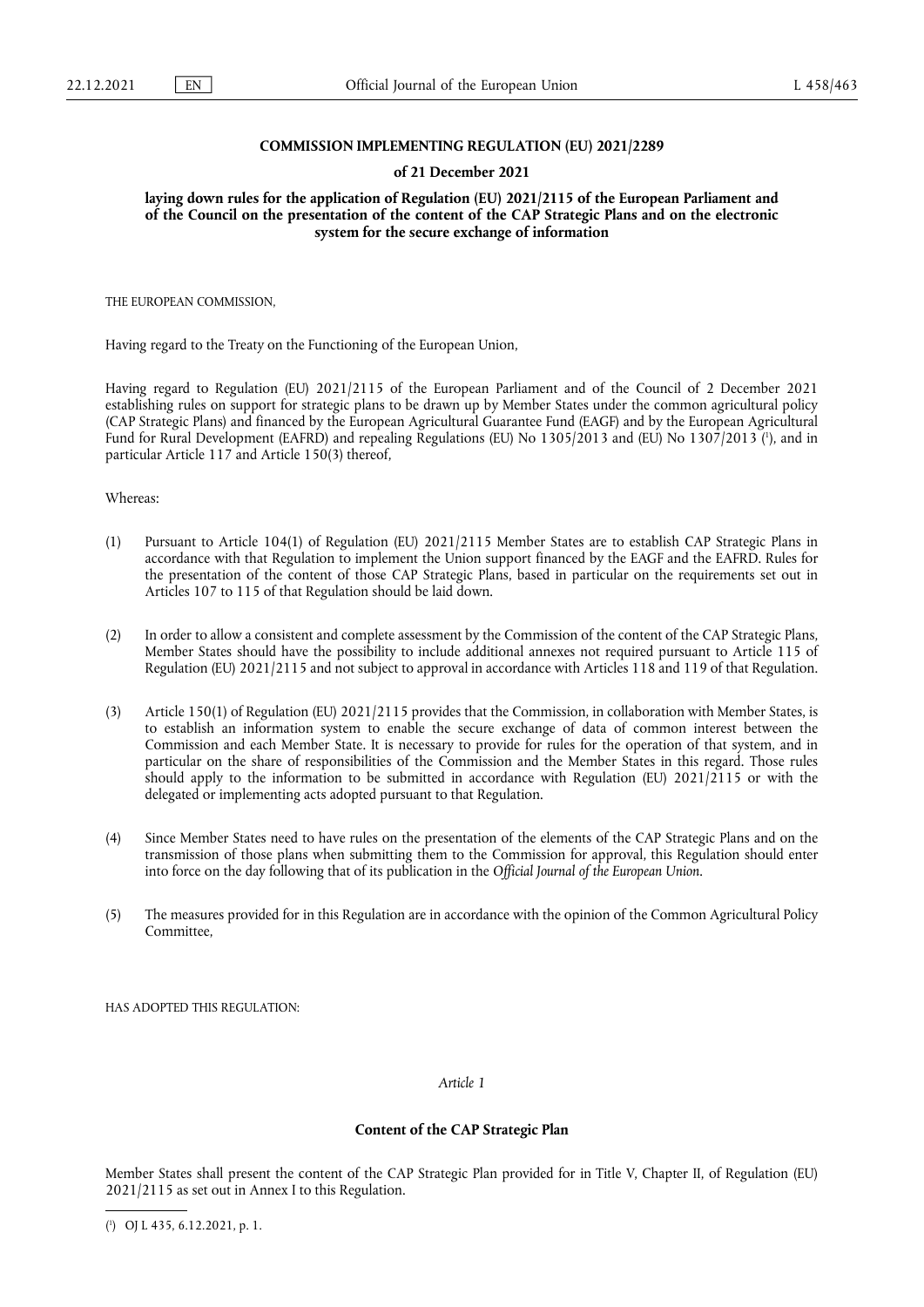# COMMISSION IMPLEMENTING REGULATION (EU) 2021/2289

## of 21 December 2021

## laying down rules for the application of Regulation (EU) 2021/2115 of the European Parliament and of the Council on the presentation of the content of the CAP Strategic Plans and on the electronic system for the secure exchange of information

THE EUROPEAN COMMISSION,

Having regard to the Treaty on the Functioning of the European Union,

Having regard to Regulation (EU) 2021/2115 of the European Parliament and of the Council of 2 December 2021 establishing rules on support for strategic plans to be drawn up by Member States under the common agricultural policy (CAP Strategic Plans) and financed by the European Agricultural Guarantee Fund (EAGF) and by the European Agricultural Fund for Rural Development (EAFRD) and repealing Regulations (EU) No 1305/2013 and (EU) No 1307/2013 [1], and in particular Article 117 and Article 150(3) thereof,

Whereas:

(1) Pursuant to Article 104(1) of Regulation (EU) 2021/2115 Member States are to establish CAP Strategic Plans in accordance with that Regulation to implement the Union support financed by the EAGF and the EAFRD. Rules for the presentation of the content of those CAP Strategic Plans, based in particular on the requirements set out in Articles 107 to 115 of that Regulation should be laid down.

(2) In order to allow a consistent and complete assessment by the Commission of the content of the CAP Strategic Plans, Member States should have the possibility to include additional annexes not required pursuant to Article 115 of Regulation (EU) 2021/2115 and not subject to approval in accordance with Articles 118 and 119 of that Regulation.

(3) Article 150(1) of Regulation (EU) 2021/2115 provides that the Commission, in collaboration with Member States, is to establish an information system to enable the secure exchange of data of common interest between the Commission and each Member State. It is necessary to provide for rules for the operation of that system, and in particular on the share of responsibilities of the Commission and the Member States in this regard. Those rules should apply to the information to be submitted in accordance with Regulation (EU) 2021/2115 or with the delegated or implementing acts adopted pursuant to that Regulation.

(4) Since Member States need to have rules on the presentation of the elements of the CAP Strategic Plans and on the transmission of those plans when submitting them to the Commission for approval, this Regulation should enter into force on the day following that of its publication in the *Official Journal of the European Union*.

(5) The measures provided for in this Regulation are in accordance with the opinion of the Common Agricultural Policy Committee,

HAS ADOPTED THIS REGULATION:

*Article 1*

**Content of the CAP Strategic Plan**

Member States shall present the content of the CAP Strategic Plan provided for in Title V, Chapter II, of Regulation (EU) 2021/2115 as set out in Annex I to this Regulation.

[1] OJ L 435, 6.12.2021, p. 1.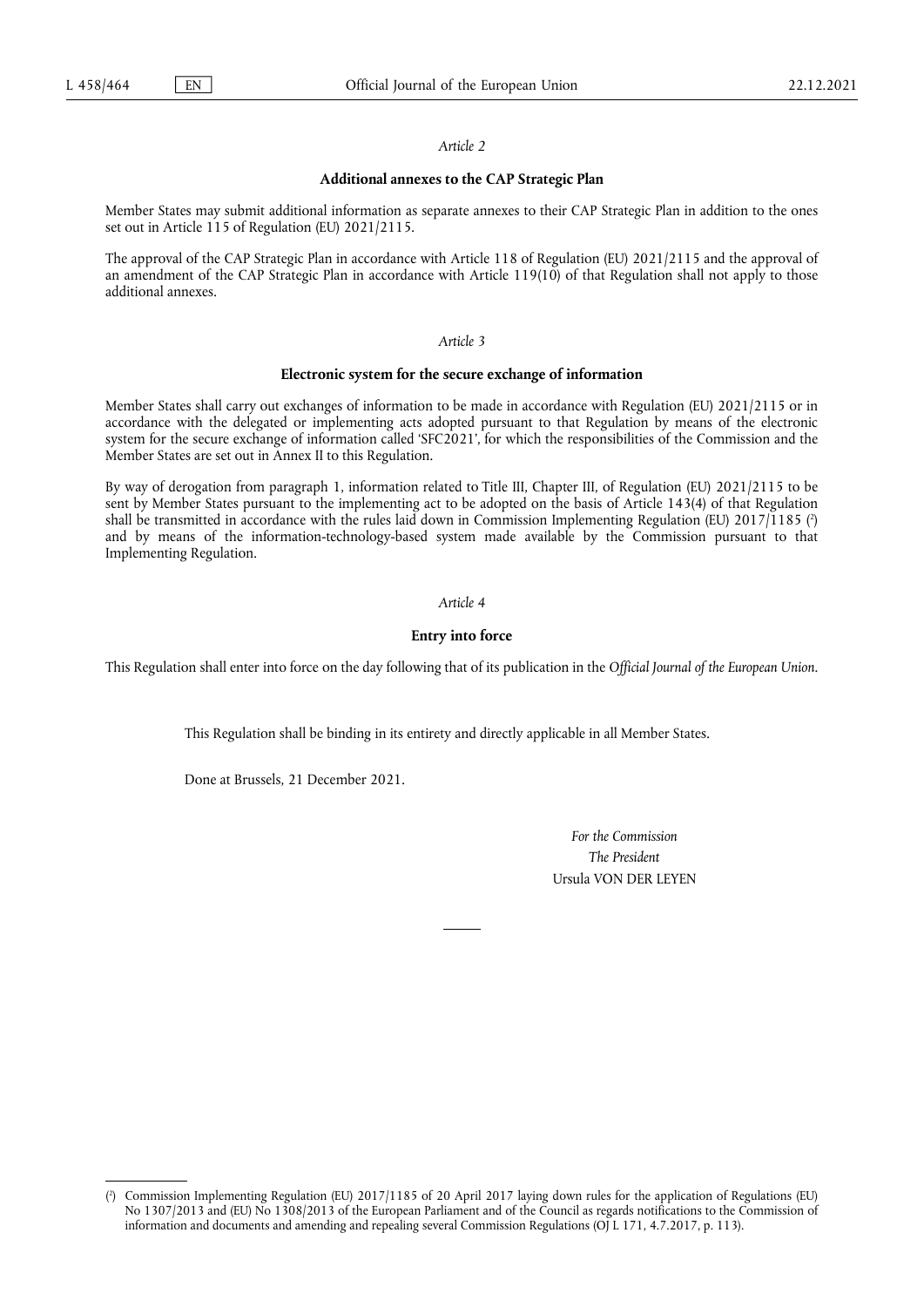*Article 2*

**Additional annexes to the CAP Strategic Plan**

Member States may submit additional information as separate annexes to their CAP Strategic Plan in addition to the ones set out in Article 115 of Regulation (EU) 2021/2115.

The approval of the CAP Strategic Plan in accordance with Article 118 of Regulation (EU) 2021/2115 and the approval of an amendment of the CAP Strategic Plan in accordance with Article 119(10) of that Regulation shall not apply to those additional annexes.

*Article 3*

**Electronic system for the secure exchange of information**

Member States shall carry out exchanges of information to be made in accordance with Regulation (EU) 2021/2115 or in accordance with the delegated or implementing acts adopted pursuant to that Regulation by means of the electronic system for the secure exchange of information called 'SFC2021', for which the responsibilities of the Commission and the Member States are set out in Annex II to this Regulation.

By way of derogation from paragraph 1, information related to Title III, Chapter III, of Regulation (EU) 2021/2115 to be sent by Member States pursuant to the implementing act to be adopted on the basis of Article 143(4) of that Regulation shall be transmitted in accordance with the rules laid down in Commission Implementing Regulation (EU) 2017/1185 ([2]) and by means of the information-technology-based system made available by the Commission pursuant to that Implementing Regulation.

*Article 4*

**Entry into force**

This Regulation shall enter into force on the day following that of its publication in the *Official Journal of the European Union*.

This Regulation shall be binding in its entirety and directly applicable in all Member States.

Done at Brussels, 21 December 2021.

*For the Commission*
*The President*
Ursula VON DER LEYEN

---

([2]) Commission Implementing Regulation (EU) 2017/1185 of 20 April 2017 laying down rules for the application of Regulations (EU) No 1307/2013 and (EU) No 1308/2013 of the European Parliament and of the Council as regards notifications to the Commission of information and documents and amending and repealing several Commission Regulations (OJ L 171, 4.7.2017, p. 113).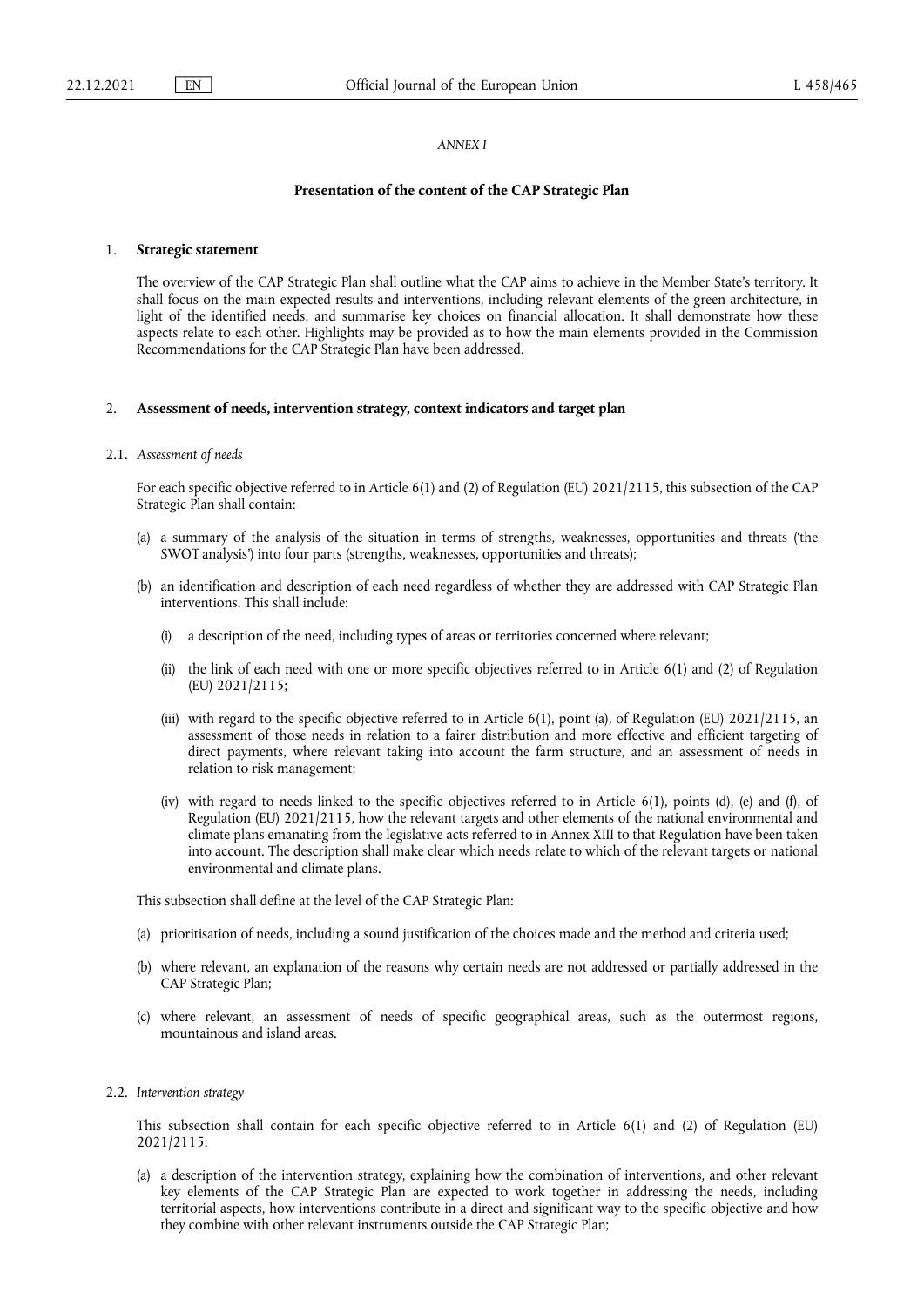*ANNEX I*

## Presentation of the content of the CAP Strategic Plan

### 1. Strategic statement

The overview of the CAP Strategic Plan shall outline what the CAP aims to achieve in the Member State's territory. It shall focus on the main expected results and interventions, including relevant elements of the green architecture, in light of the identified needs, and summarise key choices on financial allocation. It shall demonstrate how these aspects relate to each other. Highlights may be provided as to how the main elements provided in the Commission Recommendations for the CAP Strategic Plan have been addressed.

### 2. Assessment of needs, intervention strategy, context indicators and target plan

#### 2.1. *Assessment of needs*

For each specific objective referred to in Article 6(1) and (2) of Regulation (EU) 2021/2115, this subsection of the CAP Strategic Plan shall contain:

(a) a summary of the analysis of the situation in terms of strengths, weaknesses, opportunities and threats ('the SWOT analysis') into four parts (strengths, weaknesses, opportunities and threats);

(b) an identification and description of each need regardless of whether they are addressed with CAP Strategic Plan interventions. This shall include:

(i) a description of the need, including types of areas or territories concerned where relevant;

(ii) the link of each need with one or more specific objectives referred to in Article 6(1) and (2) of Regulation (EU) 2021/2115;

(iii) with regard to the specific objective referred to in Article 6(1), point (a), of Regulation (EU) 2021/2115, an assessment of those needs in relation to a fairer distribution and more effective and efficient targeting of direct payments, where relevant taking into account the farm structure, and an assessment of needs in relation to risk management;

(iv) with regard to needs linked to the specific objectives referred to in Article 6(1), points (d), (e) and (f), of Regulation (EU) 2021/2115, how the relevant targets and other elements of the national environmental and climate plans emanating from the legislative acts referred to in Annex XIII to that Regulation have been taken into account. The description shall make clear which needs relate to which of the relevant targets or national environmental and climate plans.

This subsection shall define at the level of the CAP Strategic Plan:

(a) prioritisation of needs, including a sound justification of the choices made and the method and criteria used;

(b) where relevant, an explanation of the reasons why certain needs are not addressed or partially addressed in the CAP Strategic Plan;

(c) where relevant, an assessment of needs of specific geographical areas, such as the outermost regions, mountainous and island areas.

#### 2.2. *Intervention strategy*

This subsection shall contain for each specific objective referred to in Article 6(1) and (2) of Regulation (EU) 2021/2115:

(a) a description of the intervention strategy, explaining how the combination of interventions, and other relevant key elements of the CAP Strategic Plan are expected to work together in addressing the needs, including territorial aspects, how interventions contribute in a direct and significant way to the specific objective and how they combine with other relevant instruments outside the CAP Strategic Plan;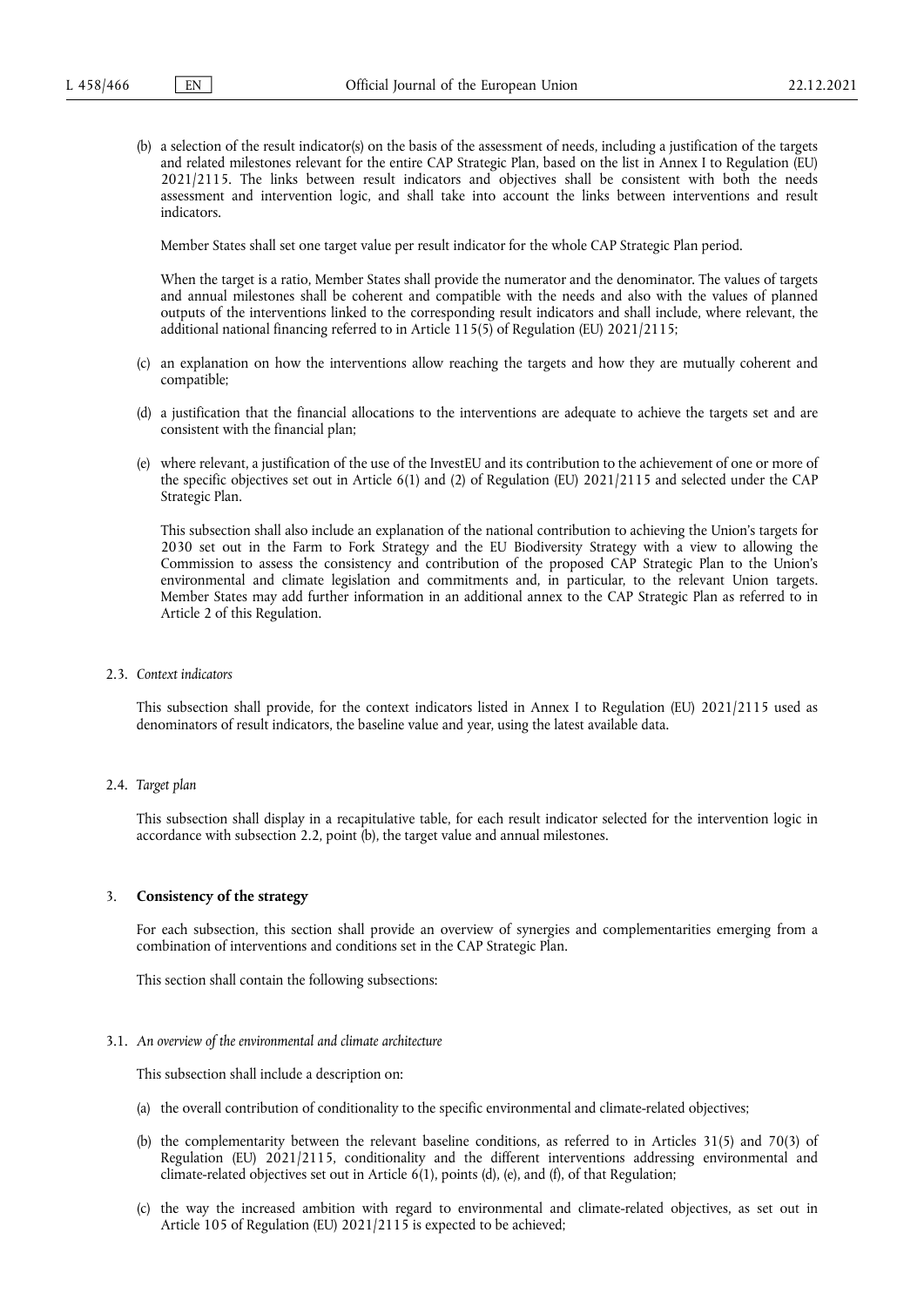(b) a selection of the result indicator(s) on the basis of the assessment of needs, including a justification of the targets and related milestones relevant for the entire CAP Strategic Plan, based on the list in Annex I to Regulation (EU) 2021/2115. The links between result indicators and objectives shall be consistent with both the needs assessment and intervention logic, and shall take into account the links between interventions and result indicators.

Member States shall set one target value per result indicator for the whole CAP Strategic Plan period.

When the target is a ratio, Member States shall provide the numerator and the denominator. The values of targets and annual milestones shall be coherent and compatible with the needs and also with the values of planned outputs of the interventions linked to the corresponding result indicators and shall include, where relevant, the additional national financing referred to in Article 115(5) of Regulation (EU) 2021/2115;

(c) an explanation on how the interventions allow reaching the targets and how they are mutually coherent and compatible;

(d) a justification that the financial allocations to the interventions are adequate to achieve the targets set and are consistent with the financial plan;

(e) where relevant, a justification of the use of the InvestEU and its contribution to the achievement of one or more of the specific objectives set out in Article 6(1) and (2) of Regulation (EU) 2021/2115 and selected under the CAP Strategic Plan.

This subsection shall also include an explanation of the national contribution to achieving the Union's targets for 2030 set out in the Farm to Fork Strategy and the EU Biodiversity Strategy with a view to allowing the Commission to assess the consistency and contribution of the proposed CAP Strategic Plan to the Union's environmental and climate legislation and commitments and, in particular, to the relevant Union targets. Member States may add further information in an additional annex to the CAP Strategic Plan as referred to in Article 2 of this Regulation.

2.3. *Context indicators*

This subsection shall provide, for the context indicators listed in Annex I to Regulation (EU) 2021/2115 used as denominators of result indicators, the baseline value and year, using the latest available data.

2.4. *Target plan*

This subsection shall display in a recapitulative table, for each result indicator selected for the intervention logic in accordance with subsection 2.2, point (b), the target value and annual milestones.

## 3. **Consistency of the strategy**

For each subsection, this section shall provide an overview of synergies and complementarities emerging from a combination of interventions and conditions set in the CAP Strategic Plan.

This section shall contain the following subsections:

3.1. *An overview of the environmental and climate architecture*

This subsection shall include a description on:

(a) the overall contribution of conditionality to the specific environmental and climate-related objectives;

(b) the complementarity between the relevant baseline conditions, as referred to in Articles 31(5) and 70(3) of Regulation (EU) 2021/2115, conditionality and the different interventions addressing environmental and climate-related objectives set out in Article 6(1), points (d), (e), and (f), of that Regulation;

(c) the way the increased ambition with regard to environmental and climate-related objectives, as set out in Article 105 of Regulation (EU) 2021/2115 is expected to be achieved;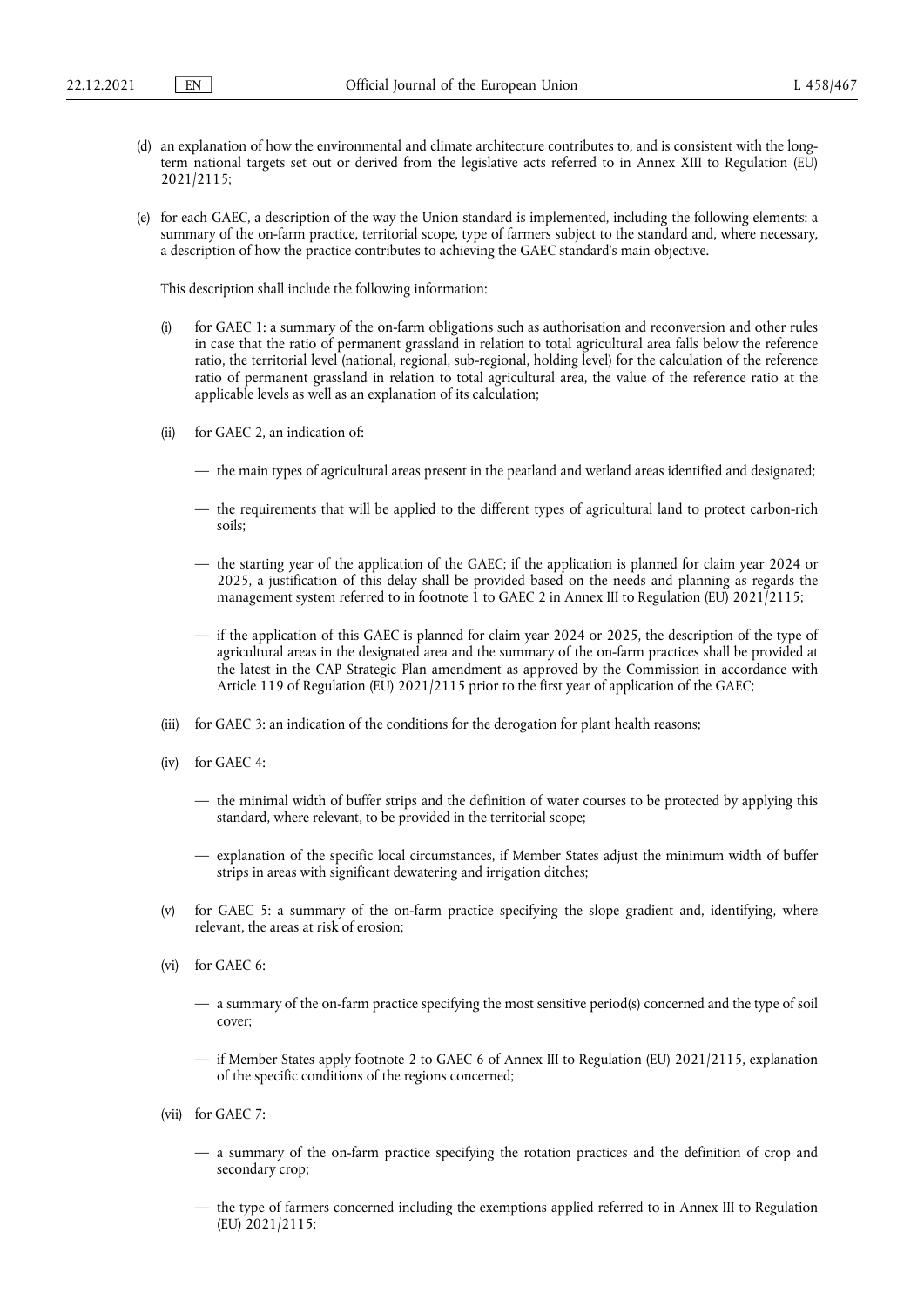(d) an explanation of how the environmental and climate architecture contributes to, and is consistent with the long-term national targets set out or derived from the legislative acts referred to in Annex XIII to Regulation (EU) 2021/2115;

(e) for each GAEC, a description of the way the Union standard is implemented, including the following elements: a summary of the on-farm practice, territorial scope, type of farmers subject to the standard and, where necessary, a description of how the practice contributes to achieving the GAEC standard's main objective.

This description shall include the following information:

(i) for GAEC 1: a summary of the on-farm obligations such as authorisation and reconversion and other rules in case that the ratio of permanent grassland in relation to total agricultural area falls below the reference ratio, the territorial level (national, regional, sub-regional, holding level) for the calculation of the reference ratio of permanent grassland in relation to total agricultural area, the value of the reference ratio at the applicable levels as well as an explanation of its calculation;

(ii) for GAEC 2, an indication of:

— the main types of agricultural areas present in the peatland and wetland areas identified and designated;

— the requirements that will be applied to the different types of agricultural land to protect carbon-rich soils;

— the starting year of the application of the GAEC; if the application is planned for claim year 2024 or 2025, a justification of this delay shall be provided based on the needs and planning as regards the management system referred to in footnote 1 to GAEC 2 in Annex III to Regulation (EU) 2021/2115;

— if the application of this GAEC is planned for claim year 2024 or 2025, the description of the type of agricultural areas in the designated area and the summary of the on-farm practices shall be provided at the latest in the CAP Strategic Plan amendment as approved by the Commission in accordance with Article 119 of Regulation (EU) 2021/2115 prior to the first year of application of the GAEC;

(iii) for GAEC 3: an indication of the conditions for the derogation for plant health reasons;

(iv) for GAEC 4:

— the minimal width of buffer strips and the definition of water courses to be protected by applying this standard, where relevant, to be provided in the territorial scope;

— explanation of the specific local circumstances, if Member States adjust the minimum width of buffer strips in areas with significant dewatering and irrigation ditches;

(v) for GAEC 5: a summary of the on-farm practice specifying the slope gradient and, identifying, where relevant, the areas at risk of erosion;

(vi) for GAEC 6:

— a summary of the on-farm practice specifying the most sensitive period(s) concerned and the type of soil cover;

— if Member States apply footnote 2 to GAEC 6 of Annex III to Regulation (EU) 2021/2115, explanation of the specific conditions of the regions concerned;

(vii) for GAEC 7:

— a summary of the on-farm practice specifying the rotation practices and the definition of crop and secondary crop;

— the type of farmers concerned including the exemptions applied referred to in Annex III to Regulation (EU) 2021/2115;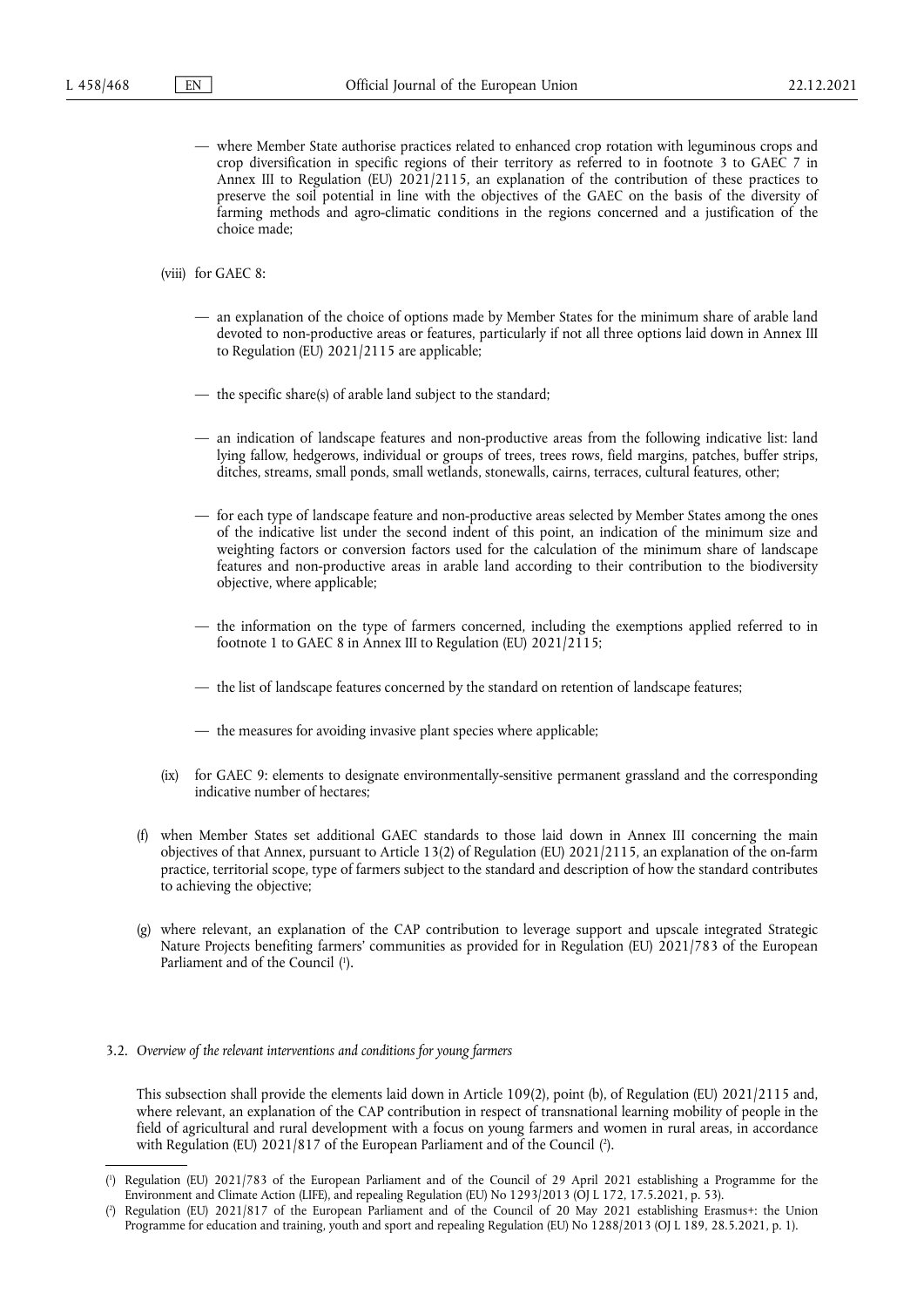— where Member State authorise practices related to enhanced crop rotation with leguminous crops and crop diversification in specific regions of their territory as referred to in footnote 3 to GAEC 7 in Annex III to Regulation (EU) 2021/2115, an explanation of the contribution of these practices to preserve the soil potential in line with the objectives of the GAEC on the basis of the diversity of farming methods and agro-climatic conditions in the regions concerned and a justification of the choice made;

(viii) for GAEC 8:

— an explanation of the choice of options made by Member States for the minimum share of arable land devoted to non-productive areas or features, particularly if not all three options laid down in Annex III to Regulation (EU) 2021/2115 are applicable;

— the specific share(s) of arable land subject to the standard;

— an indication of landscape features and non-productive areas from the following indicative list: land lying fallow, hedgerows, individual or groups of trees, trees rows, field margins, patches, buffer strips, ditches, streams, small ponds, small wetlands, stonewalls, cairns, terraces, cultural features, other;

— for each type of landscape feature and non-productive areas selected by Member States among the ones of the indicative list under the second indent of this point, an indication of the minimum size and weighting factors or conversion factors used for the calculation of the minimum share of landscape features and non-productive areas in arable land according to their contribution to the biodiversity objective, where applicable;

— the information on the type of farmers concerned, including the exemptions applied referred to in footnote 1 to GAEC 8 in Annex III to Regulation (EU) 2021/2115;

— the list of landscape features concerned by the standard on retention of landscape features;

— the measures for avoiding invasive plant species where applicable;

(ix) for GAEC 9: elements to designate environmentally-sensitive permanent grassland and the corresponding indicative number of hectares;

(f) when Member States set additional GAEC standards to those laid down in Annex III concerning the main objectives of that Annex, pursuant to Article 13(2) of Regulation (EU) 2021/2115, an explanation of the on-farm practice, territorial scope, type of farmers subject to the standard and description of how the standard contributes to achieving the objective;

(g) where relevant, an explanation of the CAP contribution to leverage support and upscale integrated Strategic Nature Projects benefiting farmers' communities as provided for in Regulation (EU) 2021/783 of the European Parliament and of the Council [1].

3.2. *Overview of the relevant interventions and conditions for young farmers*

This subsection shall provide the elements laid down in Article 109(2), point (b), of Regulation (EU) 2021/2115 and, where relevant, an explanation of the CAP contribution in respect of transnational learning mobility of people in the field of agricultural and rural development with a focus on young farmers and women in rural areas, in accordance with Regulation (EU) 2021/817 of the European Parliament and of the Council [2].

---

[1] Regulation (EU) 2021/783 of the European Parliament and of the Council of 29 April 2021 establishing a Programme for the Environment and Climate Action (LIFE), and repealing Regulation (EU) No 1293/2013 (OJ L 172, 17.5.2021, p. 53).

[2] Regulation (EU) 2021/817 of the European Parliament and of the Council of 20 May 2021 establishing Erasmus+: the Union Programme for education and training, youth and sport and repealing Regulation (EU) No 1288/2013 (OJ L 189, 28.5.2021, p. 1).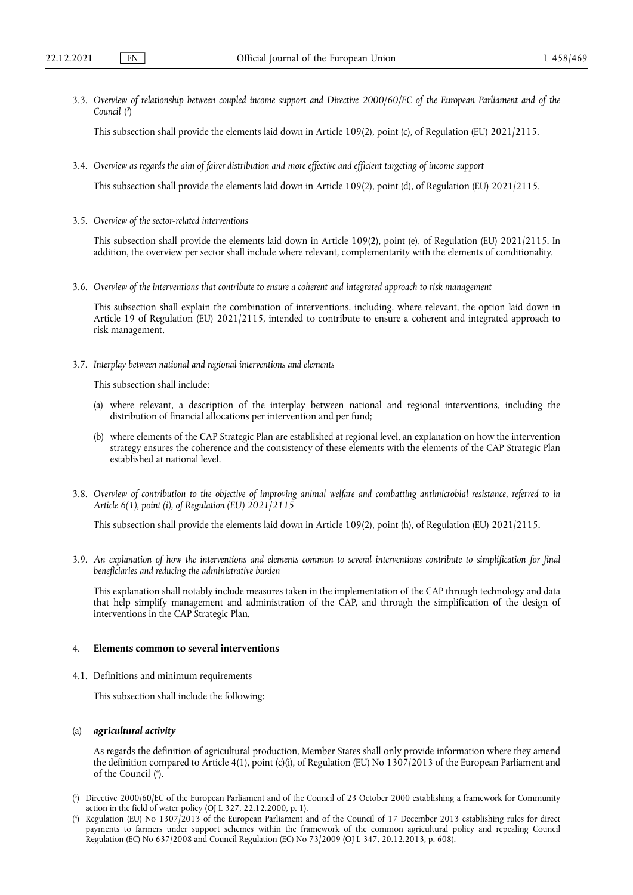3.3. *Overview of relationship between coupled income support and Directive 2000/60/EC of the European Parliament and of the Council* ([3])

This subsection shall provide the elements laid down in Article 109(2), point (c), of Regulation (EU) 2021/2115.

3.4. *Overview as regards the aim of fairer distribution and more effective and efficient targeting of income support*

This subsection shall provide the elements laid down in Article 109(2), point (d), of Regulation (EU) 2021/2115.

3.5. *Overview of the sector-related interventions*

This subsection shall provide the elements laid down in Article 109(2), point (e), of Regulation (EU) 2021/2115. In addition, the overview per sector shall include where relevant, complementarity with the elements of conditionality.

3.6. *Overview of the interventions that contribute to ensure a coherent and integrated approach to risk management*

This subsection shall explain the combination of interventions, including, where relevant, the option laid down in Article 19 of Regulation (EU) 2021/2115, intended to contribute to ensure a coherent and integrated approach to risk management.

3.7. *Interplay between national and regional interventions and elements*

This subsection shall include:

(a) where relevant, a description of the interplay between national and regional interventions, including the distribution of financial allocations per intervention and per fund;

(b) where elements of the CAP Strategic Plan are established at regional level, an explanation on how the intervention strategy ensures the coherence and the consistency of these elements with the elements of the CAP Strategic Plan established at national level.

3.8. *Overview of contribution to the objective of improving animal welfare and combatting antimicrobial resistance, referred to in Article 6(1), point (i), of Regulation (EU) 2021/2115*

This subsection shall provide the elements laid down in Article 109(2), point (h), of Regulation (EU) 2021/2115.

3.9. *An explanation of how the interventions and elements common to several interventions contribute to simplification for final beneficiaries and reducing the administrative burden*

This explanation shall notably include measures taken in the implementation of the CAP through technology and data that help simplify management and administration of the CAP, and through the simplification of the design of interventions in the CAP Strategic Plan.

## 4. **Elements common to several interventions**

4.1. Definitions and minimum requirements

This subsection shall include the following:

(a) ***agricultural activity***

As regards the definition of agricultural production, Member States shall only provide information where they amend the definition compared to Article 4(1), point (c)(i), of Regulation (EU) No 1307/2013 of the European Parliament and of the Council ([4]).

---

([3]) Directive 2000/60/EC of the European Parliament and of the Council of 23 October 2000 establishing a framework for Community action in the field of water policy (OJ L 327, 22.12.2000, p. 1).

([4]) Regulation (EU) No 1307/2013 of the European Parliament and of the Council of 17 December 2013 establishing rules for direct payments to farmers under support schemes within the framework of the common agricultural policy and repealing Council Regulation (EC) No 637/2008 and Council Regulation (EC) No 73/2009 (OJ L 347, 20.12.2013, p. 608).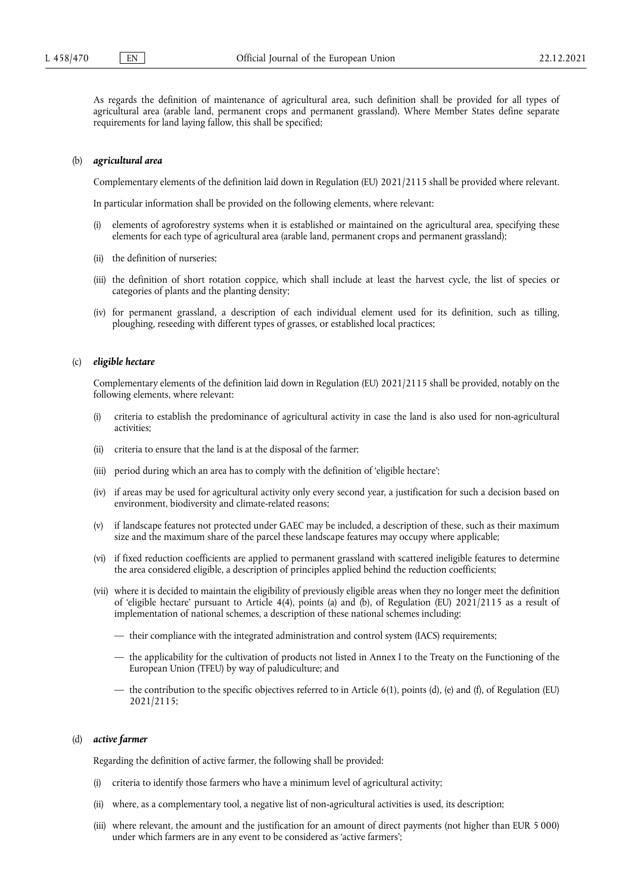As regards the definition of maintenance of agricultural area, such definition shall be provided for all types of agricultural area (arable land, permanent crops and permanent grassland). Where Member States define separate requirements for land laying fallow, this shall be specified;

(b) ***agricultural area***

Complementary elements of the definition laid down in Regulation (EU) 2021/2115 shall be provided where relevant.

In particular information shall be provided on the following elements, where relevant:

(i) elements of agroforestry systems when it is established or maintained on the agricultural area, specifying these elements for each type of agricultural area (arable land, permanent crops and permanent grassland);

(ii) the definition of nurseries;

(iii) the definition of short rotation coppice, which shall include at least the harvest cycle, the list of species or categories of plants and the planting density;

(iv) for permanent grassland, a description of each individual element used for its definition, such as tilling, ploughing, reseeding with different types of grasses, or established local practices;

(c) ***eligible hectare***

Complementary elements of the definition laid down in Regulation (EU) 2021/2115 shall be provided, notably on the following elements, where relevant:

(i) criteria to establish the predominance of agricultural activity in case the land is also used for non-agricultural activities;

(ii) criteria to ensure that the land is at the disposal of the farmer;

(iii) period during which an area has to comply with the definition of 'eligible hectare';

(iv) if areas may be used for agricultural activity only every second year, a justification for such a decision based on environment, biodiversity and climate-related reasons;

(v) if landscape features not protected under GAEC may be included, a description of these, such as their maximum size and the maximum share of the parcel these landscape features may occupy where applicable;

(vi) if fixed reduction coefficients are applied to permanent grassland with scattered ineligible features to determine the area considered eligible, a description of principles applied behind the reduction coefficients;

(vii) where it is decided to maintain the eligibility of previously eligible areas when they no longer meet the definition of 'eligible hectare' pursuant to Article 4(4), points (a) and (b), of Regulation (EU) 2021/2115 as a result of implementation of national schemes, a description of these national schemes including:

— their compliance with the integrated administration and control system (IACS) requirements;

— the applicability for the cultivation of products not listed in Annex I to the Treaty on the Functioning of the European Union (TFEU) by way of paludiculture; and

— the contribution to the specific objectives referred to in Article 6(1), points (d), (e) and (f), of Regulation (EU) 2021/2115;

(d) ***active farmer***

Regarding the definition of active farmer, the following shall be provided:

(i) criteria to identify those farmers who have a minimum level of agricultural activity;

(ii) where, as a complementary tool, a negative list of non-agricultural activities is used, its description;

(iii) where relevant, the amount and the justification for an amount of direct payments (not higher than EUR 5 000) under which farmers are in any event to be considered as 'active farmers';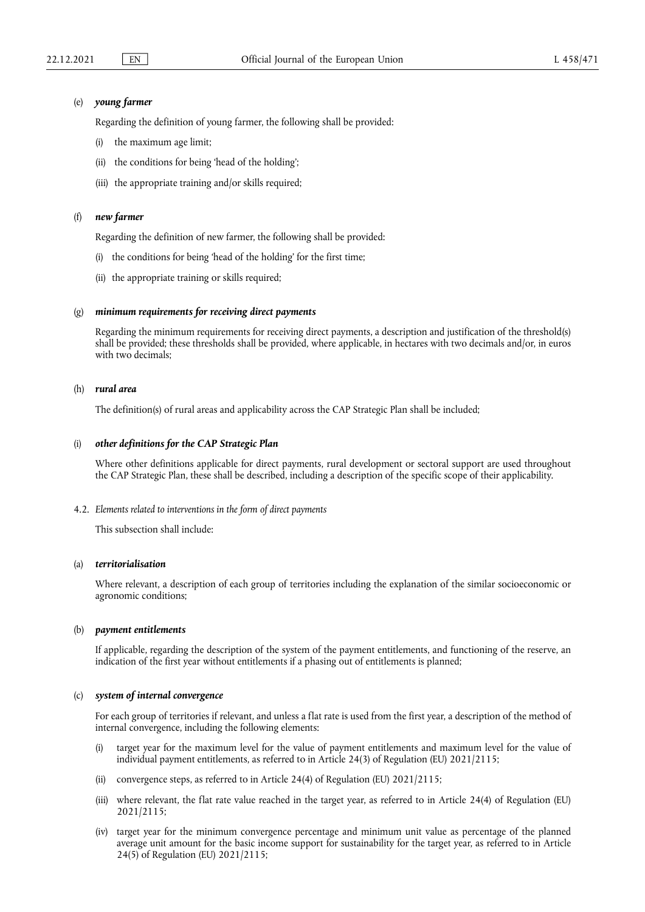(e) ***young farmer***

Regarding the definition of young farmer, the following shall be provided:

(i) the maximum age limit;

(ii) the conditions for being 'head of the holding';

(iii) the appropriate training and/or skills required;

(f) ***new farmer***

Regarding the definition of new farmer, the following shall be provided:

(i) the conditions for being 'head of the holding' for the first time;

(ii) the appropriate training or skills required;

(g) ***minimum requirements for receiving direct payments***

Regarding the minimum requirements for receiving direct payments, a description and justification of the threshold(s) shall be provided; these thresholds shall be provided, where applicable, in hectares with two decimals and/or, in euros with two decimals;

(h) ***rural area***

The definition(s) of rural areas and applicability across the CAP Strategic Plan shall be included;

(i) ***other definitions for the CAP Strategic Plan***

Where other definitions applicable for direct payments, rural development or sectoral support are used throughout the CAP Strategic Plan, these shall be described, including a description of the specific scope of their applicability.

4.2. *Elements related to interventions in the form of direct payments*

This subsection shall include:

(a) ***territorialisation***

Where relevant, a description of each group of territories including the explanation of the similar socioeconomic or agronomic conditions;

(b) ***payment entitlements***

If applicable, regarding the description of the system of the payment entitlements, and functioning of the reserve, an indication of the first year without entitlements if a phasing out of entitlements is planned;

(c) ***system of internal convergence***

For each group of territories if relevant, and unless a flat rate is used from the first year, a description of the method of internal convergence, including the following elements:

(i) target year for the maximum level for the value of payment entitlements and maximum level for the value of individual payment entitlements, as referred to in Article 24(3) of Regulation (EU) 2021/2115;

(ii) convergence steps, as referred to in Article 24(4) of Regulation (EU) 2021/2115;

(iii) where relevant, the flat rate value reached in the target year, as referred to in Article 24(4) of Regulation (EU) 2021/2115;

(iv) target year for the minimum convergence percentage and minimum unit value as percentage of the planned average unit amount for the basic income support for sustainability for the target year, as referred to in Article 24(5) of Regulation (EU) 2021/2115;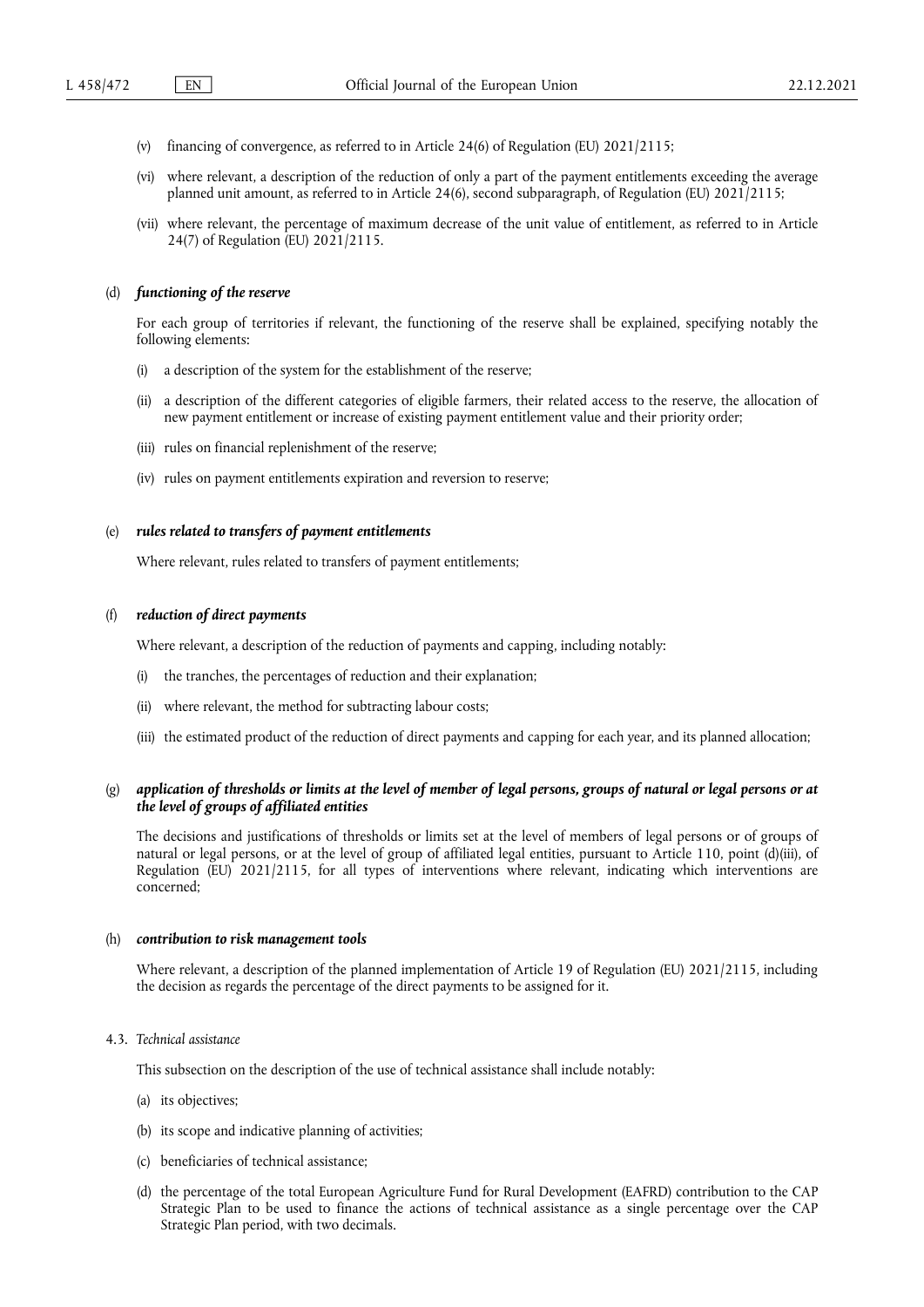(v) financing of convergence, as referred to in Article 24(6) of Regulation (EU) 2021/2115;

(vi) where relevant, a description of the reduction of only a part of the payment entitlements exceeding the average planned unit amount, as referred to in Article 24(6), second subparagraph, of Regulation (EU) 2021/2115;

(vii) where relevant, the percentage of maximum decrease of the unit value of entitlement, as referred to in Article 24(7) of Regulation (EU) 2021/2115.

(d) ***functioning of the reserve***

For each group of territories if relevant, the functioning of the reserve shall be explained, specifying notably the following elements:

(i) a description of the system for the establishment of the reserve;

(ii) a description of the different categories of eligible farmers, their related access to the reserve, the allocation of new payment entitlement or increase of existing payment entitlement value and their priority order;

(iii) rules on financial replenishment of the reserve;

(iv) rules on payment entitlements expiration and reversion to reserve;

(e) ***rules related to transfers of payment entitlements***

Where relevant, rules related to transfers of payment entitlements;

(f) ***reduction of direct payments***

Where relevant, a description of the reduction of payments and capping, including notably:

(i) the tranches, the percentages of reduction and their explanation;

(ii) where relevant, the method for subtracting labour costs;

(iii) the estimated product of the reduction of direct payments and capping for each year, and its planned allocation;

(g) ***application of thresholds or limits at the level of member of legal persons, groups of natural or legal persons or at the level of groups of affiliated entities***

The decisions and justifications of thresholds or limits set at the level of members of legal persons or of groups of natural or legal persons, or at the level of group of affiliated legal entities, pursuant to Article 110, point (d)(iii), of Regulation (EU) 2021/2115, for all types of interventions where relevant, indicating which interventions are concerned;

(h) ***contribution to risk management tools***

Where relevant, a description of the planned implementation of Article 19 of Regulation (EU) 2021/2115, including the decision as regards the percentage of the direct payments to be assigned for it.

4.3. *Technical assistance*

This subsection on the description of the use of technical assistance shall include notably:

(a) its objectives;

(b) its scope and indicative planning of activities;

(c) beneficiaries of technical assistance;

(d) the percentage of the total European Agriculture Fund for Rural Development (EAFRD) contribution to the CAP Strategic Plan to be used to finance the actions of technical assistance as a single percentage over the CAP Strategic Plan period, with two decimals.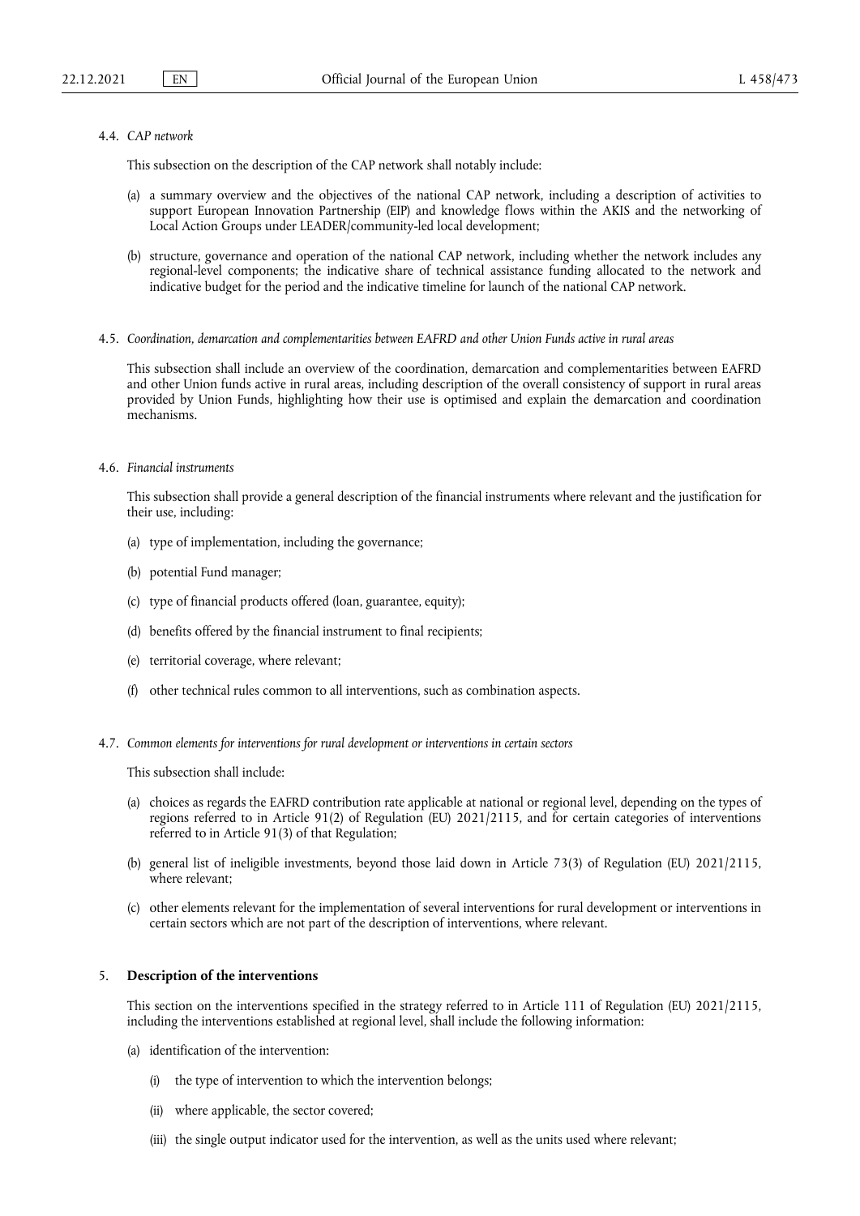4.4. *CAP network*

This subsection on the description of the CAP network shall notably include:

(a) a summary overview and the objectives of the national CAP network, including a description of activities to support European Innovation Partnership (EIP) and knowledge flows within the AKIS and the networking of Local Action Groups under LEADER/community-led local development;

(b) structure, governance and operation of the national CAP network, including whether the network includes any regional-level components; the indicative share of technical assistance funding allocated to the network and indicative budget for the period and the indicative timeline for launch of the national CAP network.

4.5. *Coordination, demarcation and complementarities between EAFRD and other Union Funds active in rural areas*

This subsection shall include an overview of the coordination, demarcation and complementarities between EAFRD and other Union funds active in rural areas, including description of the overall consistency of support in rural areas provided by Union Funds, highlighting how their use is optimised and explain the demarcation and coordination mechanisms.

4.6. *Financial instruments*

This subsection shall provide a general description of the financial instruments where relevant and the justification for their use, including:

(a) type of implementation, including the governance;

(b) potential Fund manager;

(c) type of financial products offered (loan, guarantee, equity);

(d) benefits offered by the financial instrument to final recipients;

(e) territorial coverage, where relevant;

(f) other technical rules common to all interventions, such as combination aspects.

4.7. *Common elements for interventions for rural development or interventions in certain sectors*

This subsection shall include:

(a) choices as regards the EAFRD contribution rate applicable at national or regional level, depending on the types of regions referred to in Article 91(2) of Regulation (EU) 2021/2115, and for certain categories of interventions referred to in Article 91(3) of that Regulation;

(b) general list of ineligible investments, beyond those laid down in Article 73(3) of Regulation (EU) 2021/2115, where relevant;

(c) other elements relevant for the implementation of several interventions for rural development or interventions in certain sectors which are not part of the description of interventions, where relevant.

5. **Description of the interventions**

This section on the interventions specified in the strategy referred to in Article 111 of Regulation (EU) 2021/2115, including the interventions established at regional level, shall include the following information:

(a) identification of the intervention:

(i) the type of intervention to which the intervention belongs;

(ii) where applicable, the sector covered;

(iii) the single output indicator used for the intervention, as well as the units used where relevant;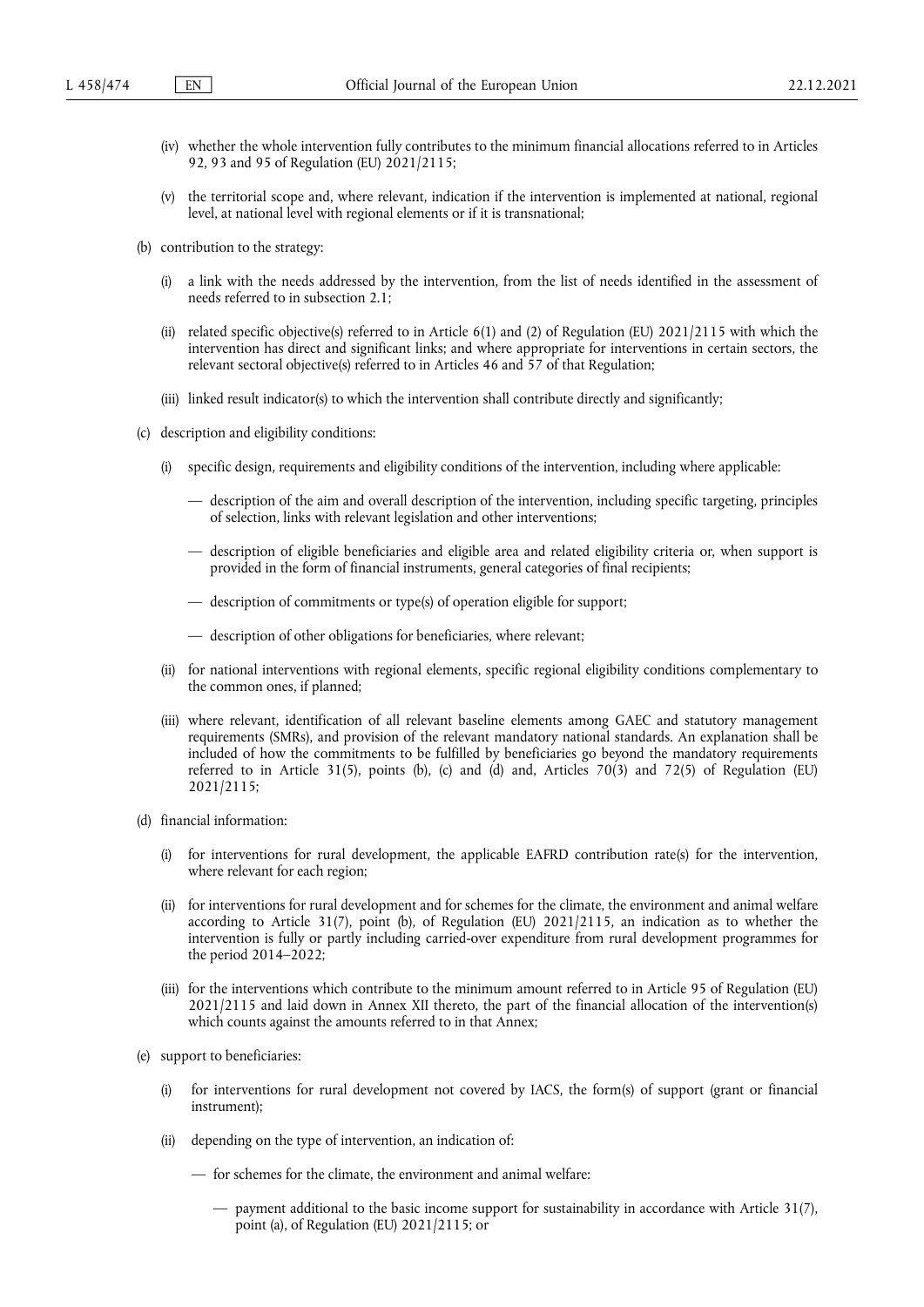(iv) whether the whole intervention fully contributes to the minimum financial allocations referred to in Articles 92, 93 and 95 of Regulation (EU) 2021/2115;

(v) the territorial scope and, where relevant, indication if the intervention is implemented at national, regional level, at national level with regional elements or if it is transnational;

(b) contribution to the strategy:

(i) a link with the needs addressed by the intervention, from the list of needs identified in the assessment of needs referred to in subsection 2.1;

(ii) related specific objective(s) referred to in Article 6(1) and (2) of Regulation (EU) 2021/2115 with which the intervention has direct and significant links; and where appropriate for interventions in certain sectors, the relevant sectoral objective(s) referred to in Articles 46 and 57 of that Regulation;

(iii) linked result indicator(s) to which the intervention shall contribute directly and significantly;

(c) description and eligibility conditions:

(i) specific design, requirements and eligibility conditions of the intervention, including where applicable:

— description of the aim and overall description of the intervention, including specific targeting, principles of selection, links with relevant legislation and other interventions;

— description of eligible beneficiaries and eligible area and related eligibility criteria or, when support is provided in the form of financial instruments, general categories of final recipients;

— description of commitments or type(s) of operation eligible for support;

— description of other obligations for beneficiaries, where relevant;

(ii) for national interventions with regional elements, specific regional eligibility conditions complementary to the common ones, if planned;

(iii) where relevant, identification of all relevant baseline elements among GAEC and statutory management requirements (SMRs), and provision of the relevant mandatory national standards. An explanation shall be included of how the commitments to be fulfilled by beneficiaries go beyond the mandatory requirements referred to in Article 31(5), points (b), (c) and (d) and, Articles 70(3) and 72(5) of Regulation (EU) 2021/2115;

(d) financial information:

(i) for interventions for rural development, the applicable EAFRD contribution rate(s) for the intervention, where relevant for each region;

(ii) for interventions for rural development and for schemes for the climate, the environment and animal welfare according to Article 31(7), point (b), of Regulation (EU) 2021/2115, an indication as to whether the intervention is fully or partly including carried-over expenditure from rural development programmes for the period 2014–2022;

(iii) for the interventions which contribute to the minimum amount referred to in Article 95 of Regulation (EU) 2021/2115 and laid down in Annex XII thereto, the part of the financial allocation of the intervention(s) which counts against the amounts referred to in that Annex;

(e) support to beneficiaries:

(i) for interventions for rural development not covered by IACS, the form(s) of support (grant or financial instrument);

(ii) depending on the type of intervention, an indication of:

— for schemes for the climate, the environment and animal welfare:

— payment additional to the basic income support for sustainability in accordance with Article 31(7), point (a), of Regulation (EU) 2021/2115; or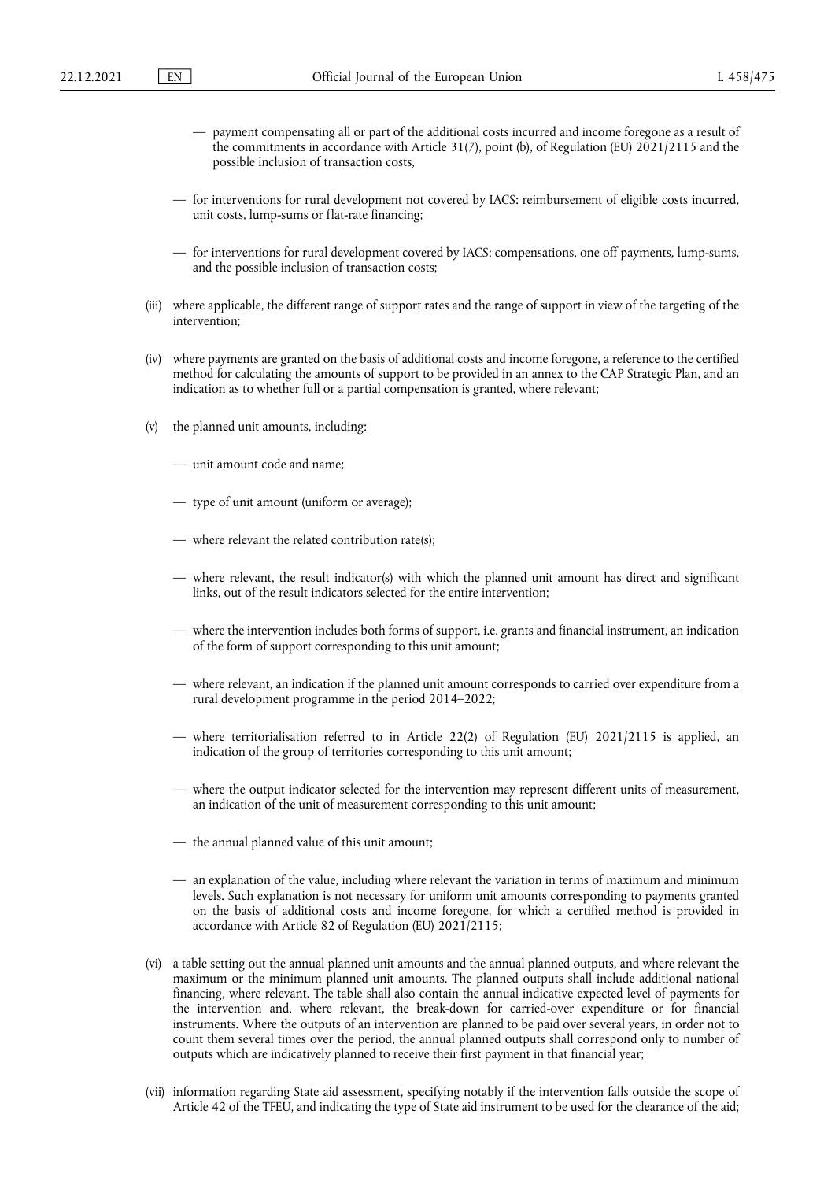— payment compensating all or part of the additional costs incurred and income foregone as a result of the commitments in accordance with Article 31(7), point (b), of Regulation (EU) 2021/2115 and the possible inclusion of transaction costs,

— for interventions for rural development not covered by IACS: reimbursement of eligible costs incurred, unit costs, lump-sums or flat-rate financing;

— for interventions for rural development covered by IACS: compensations, one off payments, lump-sums, and the possible inclusion of transaction costs;

(iii) where applicable, the different range of support rates and the range of support in view of the targeting of the intervention;

(iv) where payments are granted on the basis of additional costs and income foregone, a reference to the certified method for calculating the amounts of support to be provided in an annex to the CAP Strategic Plan, and an indication as to whether full or a partial compensation is granted, where relevant;

(v) the planned unit amounts, including:

— unit amount code and name;

— type of unit amount (uniform or average);

— where relevant the related contribution rate(s);

— where relevant, the result indicator(s) with which the planned unit amount has direct and significant links, out of the result indicators selected for the entire intervention;

— where the intervention includes both forms of support, i.e. grants and financial instrument, an indication of the form of support corresponding to this unit amount;

— where relevant, an indication if the planned unit amount corresponds to carried over expenditure from a rural development programme in the period 2014–2022;

— where territorialisation referred to in Article 22(2) of Regulation (EU) 2021/2115 is applied, an indication of the group of territories corresponding to this unit amount;

— where the output indicator selected for the intervention may represent different units of measurement, an indication of the unit of measurement corresponding to this unit amount;

— the annual planned value of this unit amount;

— an explanation of the value, including where relevant the variation in terms of maximum and minimum levels. Such explanation is not necessary for uniform unit amounts corresponding to payments granted on the basis of additional costs and income foregone, for which a certified method is provided in accordance with Article 82 of Regulation (EU) 2021/2115;

(vi) a table setting out the annual planned unit amounts and the annual planned outputs, and where relevant the maximum or the minimum planned unit amounts. The planned outputs shall include additional national financing, where relevant. The table shall also contain the annual indicative expected level of payments for the intervention and, where relevant, the break-down for carried-over expenditure or for financial instruments. Where the outputs of an intervention are planned to be paid over several years, in order not to count them several times over the period, the annual planned outputs shall correspond only to number of outputs which are indicatively planned to receive their first payment in that financial year;

(vii) information regarding State aid assessment, specifying notably if the intervention falls outside the scope of Article 42 of the TFEU, and indicating the type of State aid instrument to be used for the clearance of the aid;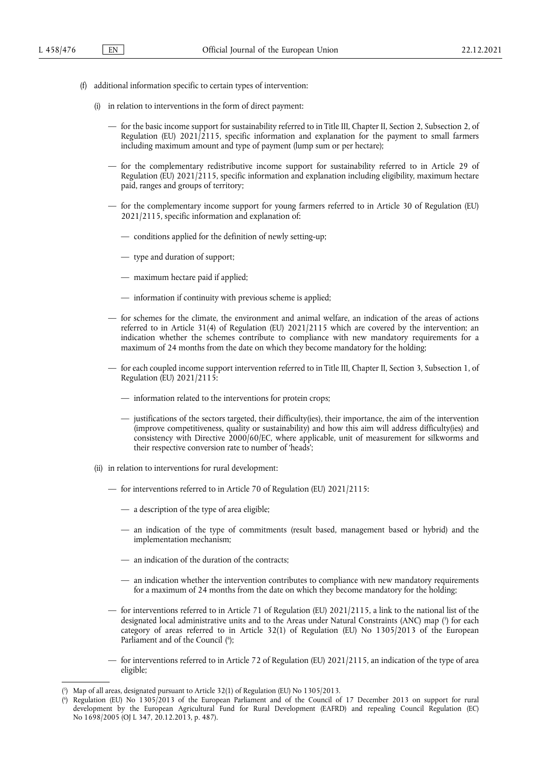(f) additional information specific to certain types of intervention:

(i) in relation to interventions in the form of direct payment:

— for the basic income support for sustainability referred to in Title III, Chapter II, Section 2, Subsection 2, of Regulation (EU) 2021/2115, specific information and explanation for the payment to small farmers including maximum amount and type of payment (lump sum or per hectare);

— for the complementary redistributive income support for sustainability referred to in Article 29 of Regulation (EU) 2021/2115, specific information and explanation including eligibility, maximum hectare paid, ranges and groups of territory;

— for the complementary income support for young farmers referred to in Article 30 of Regulation (EU) 2021/2115, specific information and explanation of:

— conditions applied for the definition of newly setting-up;

— type and duration of support;

— maximum hectare paid if applied;

— information if continuity with previous scheme is applied;

— for schemes for the climate, the environment and animal welfare, an indication of the areas of actions referred to in Article 31(4) of Regulation (EU) 2021/2115 which are covered by the intervention; an indication whether the schemes contribute to compliance with new mandatory requirements for a maximum of 24 months from the date on which they become mandatory for the holding;

— for each coupled income support intervention referred to in Title III, Chapter II, Section 3, Subsection 1, of Regulation (EU) 2021/2115:

— information related to the interventions for protein crops;

— justifications of the sectors targeted, their difficulty(ies), their importance, the aim of the intervention (improve competitiveness, quality or sustainability) and how this aim will address difficulty(ies) and consistency with Directive 2000/60/EC, where applicable, unit of measurement for silkworms and their respective conversion rate to number of 'heads';

(ii) in relation to interventions for rural development:

— for interventions referred to in Article 70 of Regulation (EU) 2021/2115:

— a description of the type of area eligible;

— an indication of the type of commitments (result based, management based or hybrid) and the implementation mechanism;

— an indication of the duration of the contracts;

— an indication whether the intervention contributes to compliance with new mandatory requirements for a maximum of 24 months from the date on which they become mandatory for the holding;

— for interventions referred to in Article 71 of Regulation (EU) 2021/2115, a link to the national list of the designated local administrative units and to the Areas under Natural Constraints (ANC) map [5] for each category of areas referred to in Article 32(1) of Regulation (EU) No 1305/2013 of the European Parliament and of the Council [6];

— for interventions referred to in Article 72 of Regulation (EU) 2021/2115, an indication of the type of area eligible;

---

[5] Map of all areas, designated pursuant to Article 32(1) of Regulation (EU) No 1305/2013.

[6] Regulation (EU) No 1305/2013 of the European Parliament and of the Council of 17 December 2013 on support for rural development by the European Agricultural Fund for Rural Development (EAFRD) and repealing Council Regulation (EC) No 1698/2005 (OJ L 347, 20.12.2013, p. 487).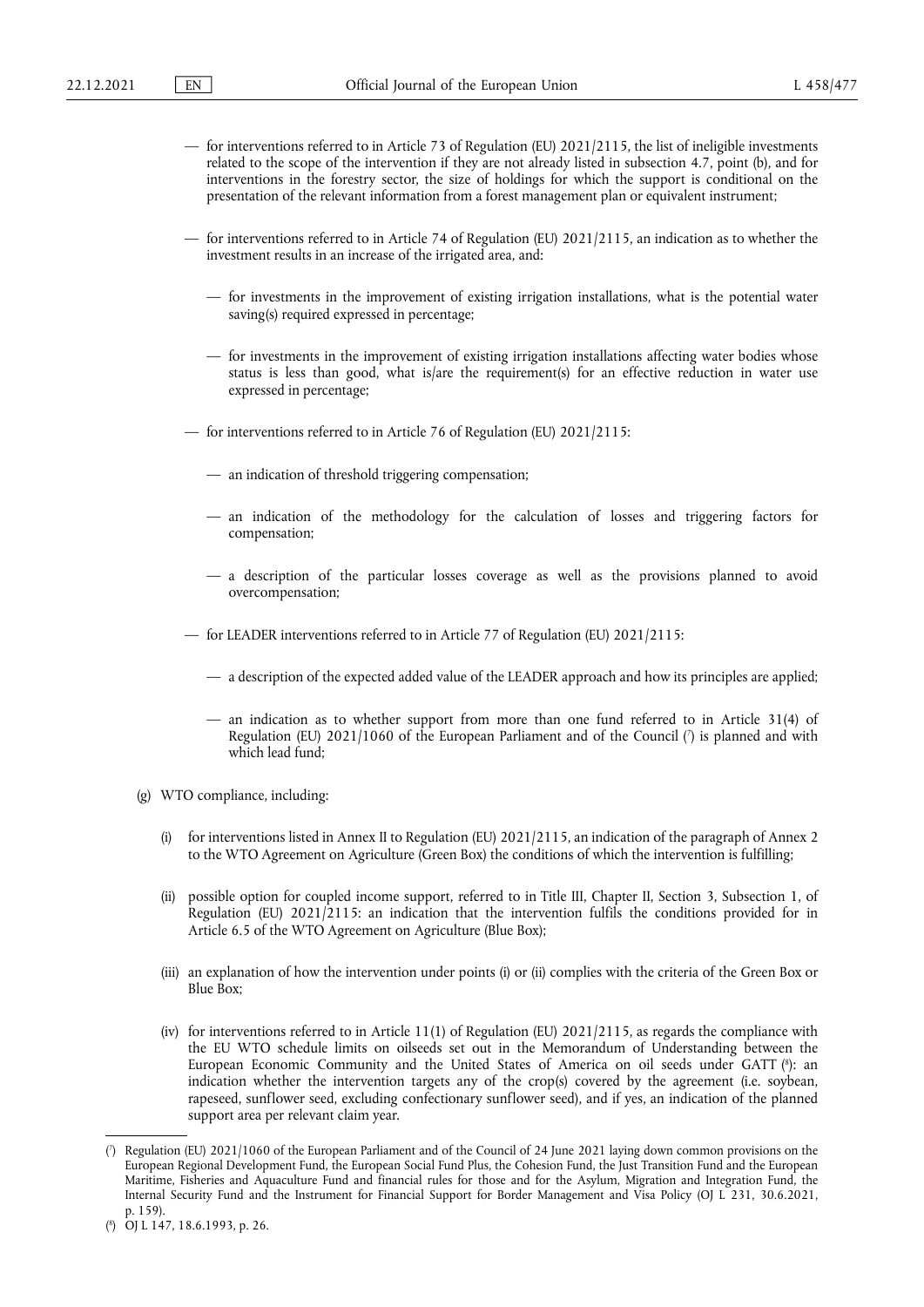— for interventions referred to in Article 73 of Regulation (EU) 2021/2115, the list of ineligible investments related to the scope of the intervention if they are not already listed in subsection 4.7, point (b), and for interventions in the forestry sector, the size of holdings for which the support is conditional on the presentation of the relevant information from a forest management plan or equivalent instrument;

— for interventions referred to in Article 74 of Regulation (EU) 2021/2115, an indication as to whether the investment results in an increase of the irrigated area, and:

— for investments in the improvement of existing irrigation installations, what is the potential water saving(s) required expressed in percentage;

— for investments in the improvement of existing irrigation installations affecting water bodies whose status is less than good, what is/are the requirement(s) for an effective reduction in water use expressed in percentage;

— for interventions referred to in Article 76 of Regulation (EU) 2021/2115:

— an indication of threshold triggering compensation;

— an indication of the methodology for the calculation of losses and triggering factors for compensation;

— a description of the particular losses coverage as well as the provisions planned to avoid overcompensation;

— for LEADER interventions referred to in Article 77 of Regulation (EU) 2021/2115:

— a description of the expected added value of the LEADER approach and how its principles are applied;

— an indication as to whether support from more than one fund referred to in Article 31(4) of Regulation (EU) 2021/1060 of the European Parliament and of the Council [7] is planned and with which lead fund;

(g) WTO compliance, including:

(i) for interventions listed in Annex II to Regulation (EU) 2021/2115, an indication of the paragraph of Annex 2 to the WTO Agreement on Agriculture (Green Box) the conditions of which the intervention is fulfilling;

(ii) possible option for coupled income support, referred to in Title III, Chapter II, Section 3, Subsection 1, of Regulation (EU) 2021/2115: an indication that the intervention fulfils the conditions provided for in Article 6.5 of the WTO Agreement on Agriculture (Blue Box);

(iii) an explanation of how the intervention under points (i) or (ii) complies with the criteria of the Green Box or Blue Box;

(iv) for interventions referred to in Article 11(1) of Regulation (EU) 2021/2115, as regards the compliance with the EU WTO schedule limits on oilseeds set out in the Memorandum of Understanding between the European Economic Community and the United States of America on oil seeds under GATT [8]: an indication whether the intervention targets any of the crop(s) covered by the agreement (i.e. soybean, rapeseed, sunflower seed, excluding confectionary sunflower seed), and if yes, an indication of the planned support area per relevant claim year.

---

[7] Regulation (EU) 2021/1060 of the European Parliament and of the Council of 24 June 2021 laying down common provisions on the European Regional Development Fund, the European Social Fund Plus, the Cohesion Fund, the Just Transition Fund and the European Maritime, Fisheries and Aquaculture Fund and financial rules for those and for the Asylum, Migration and Integration Fund, the Internal Security Fund and the Instrument for Financial Support for Border Management and Visa Policy (OJ L 231, 30.6.2021, p. 159).

[8] OJ L 147, 18.6.1993, p. 26.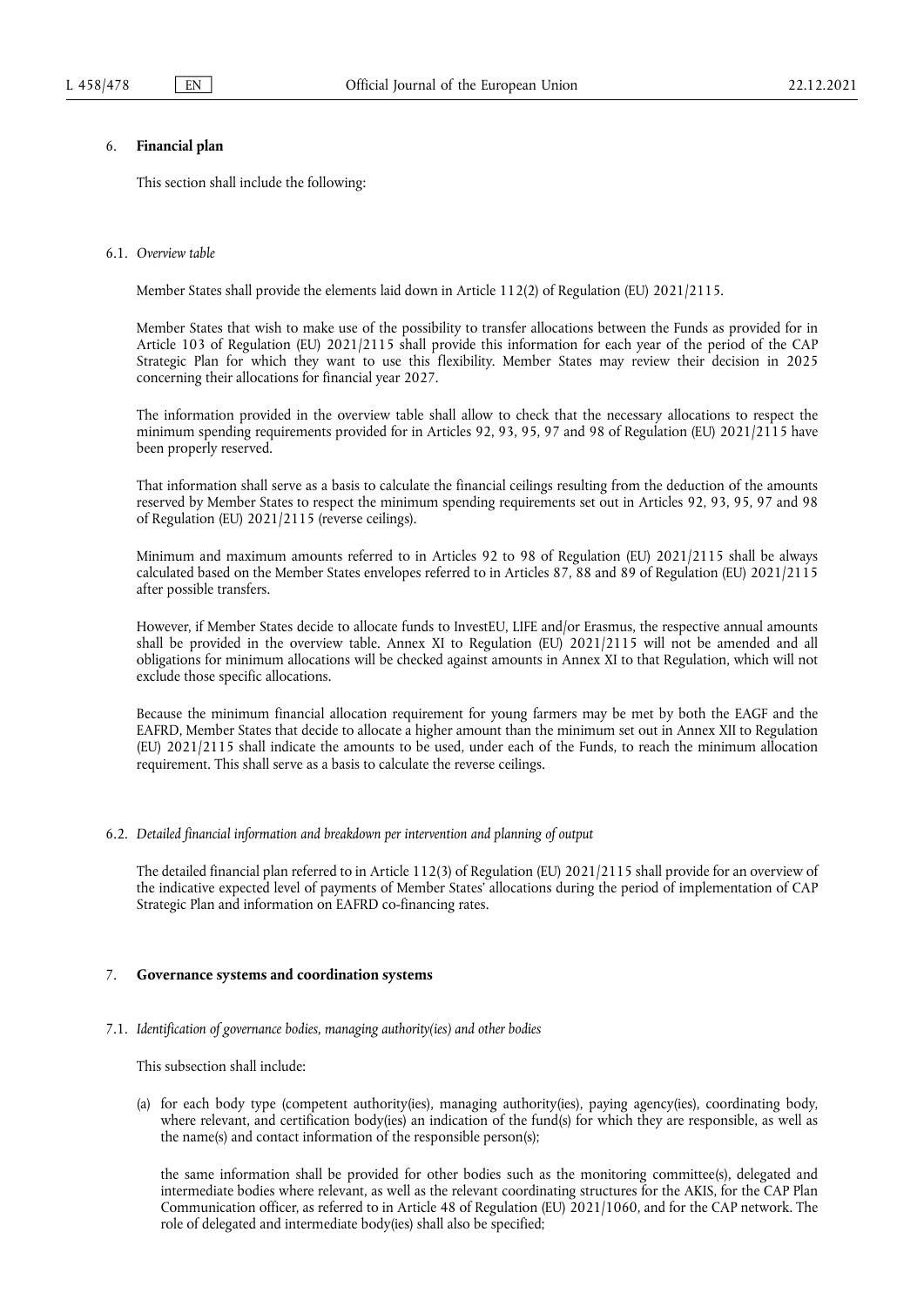## 6. **Financial plan**

This section shall include the following:

### 6.1. *Overview table*

Member States shall provide the elements laid down in Article 112(2) of Regulation (EU) 2021/2115.

Member States that wish to make use of the possibility to transfer allocations between the Funds as provided for in Article 103 of Regulation (EU) 2021/2115 shall provide this information for each year of the period of the CAP Strategic Plan for which they want to use this flexibility. Member States may review their decision in 2025 concerning their allocations for financial year 2027.

The information provided in the overview table shall allow to check that the necessary allocations to respect the minimum spending requirements provided for in Articles 92, 93, 95, 97 and 98 of Regulation (EU) 2021/2115 have been properly reserved.

That information shall serve as a basis to calculate the financial ceilings resulting from the deduction of the amounts reserved by Member States to respect the minimum spending requirements set out in Articles 92, 93, 95, 97 and 98 of Regulation (EU) 2021/2115 (reverse ceilings).

Minimum and maximum amounts referred to in Articles 92 to 98 of Regulation (EU) 2021/2115 shall be always calculated based on the Member States envelopes referred to in Articles 87, 88 and 89 of Regulation (EU) 2021/2115 after possible transfers.

However, if Member States decide to allocate funds to InvestEU, LIFE and/or Erasmus, the respective annual amounts shall be provided in the overview table. Annex XI to Regulation (EU) 2021/2115 will not be amended and all obligations for minimum allocations will be checked against amounts in Annex XI to that Regulation, which will not exclude those specific allocations.

Because the minimum financial allocation requirement for young farmers may be met by both the EAGF and the EAFRD, Member States that decide to allocate a higher amount than the minimum set out in Annex XII to Regulation (EU) 2021/2115 shall indicate the amounts to be used, under each of the Funds, to reach the minimum allocation requirement. This shall serve as a basis to calculate the reverse ceilings.

### 6.2. *Detailed financial information and breakdown per intervention and planning of output*

The detailed financial plan referred to in Article 112(3) of Regulation (EU) 2021/2115 shall provide for an overview of the indicative expected level of payments of Member States' allocations during the period of implementation of CAP Strategic Plan and information on EAFRD co-financing rates.

## 7. **Governance systems and coordination systems**

### 7.1. *Identification of governance bodies, managing authority(ies) and other bodies*

This subsection shall include:

(a) for each body type (competent authority(ies), managing authority(ies), paying agency(ies), coordinating body, where relevant, and certification body(ies) an indication of the fund(s) for which they are responsible, as well as the name(s) and contact information of the responsible person(s);

the same information shall be provided for other bodies such as the monitoring committee(s), delegated and intermediate bodies where relevant, as well as the relevant coordinating structures for the AKIS, for the CAP Plan Communication officer, as referred to in Article 48 of Regulation (EU) 2021/1060, and for the CAP network. The role of delegated and intermediate body(ies) shall also be specified;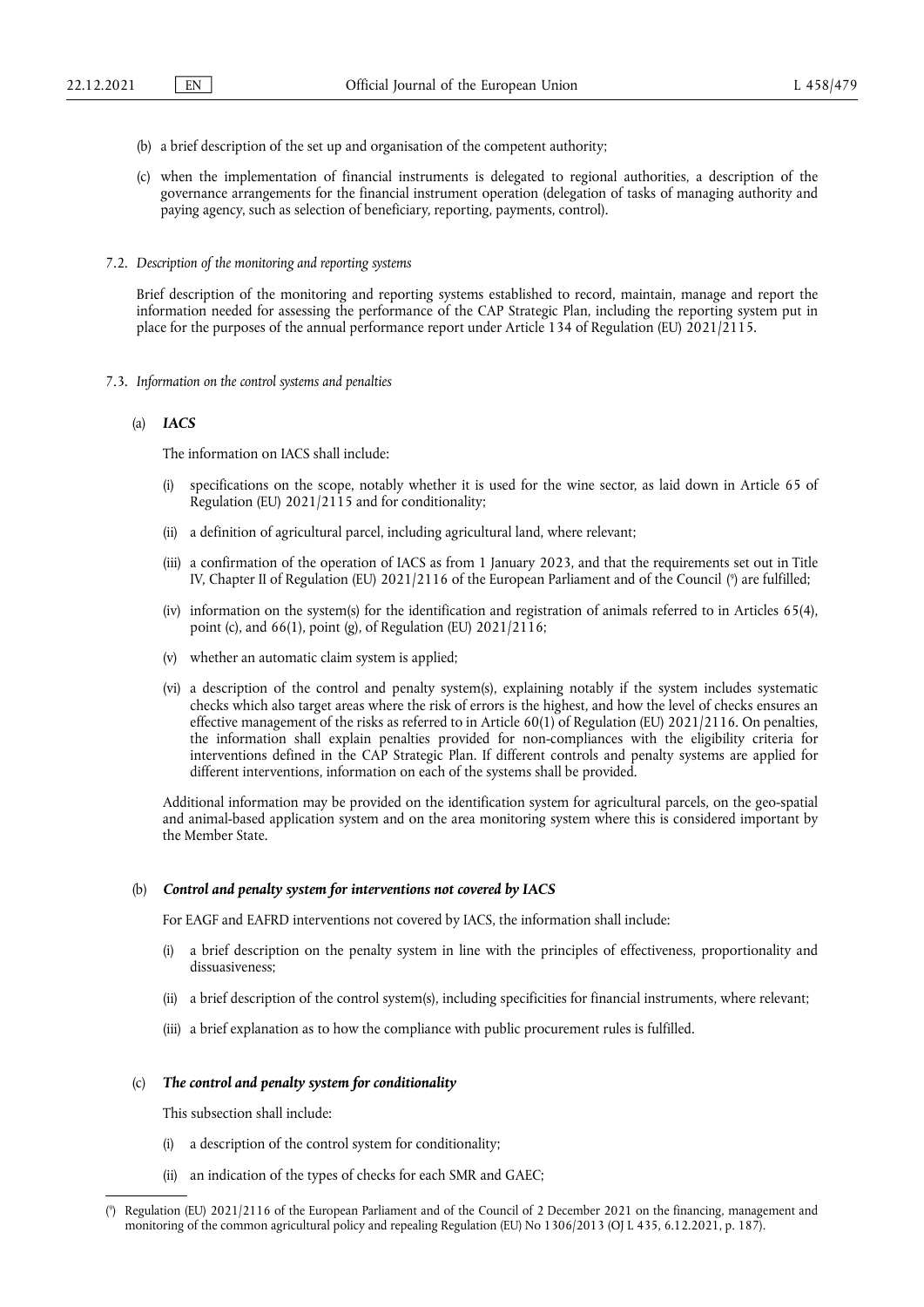(b) a brief description of the set up and organisation of the competent authority;

(c) when the implementation of financial instruments is delegated to regional authorities, a description of the governance arrangements for the financial instrument operation (delegation of tasks of managing authority and paying agency, such as selection of beneficiary, reporting, payments, control).

7.2. *Description of the monitoring and reporting systems*

Brief description of the monitoring and reporting systems established to record, maintain, manage and report the information needed for assessing the performance of the CAP Strategic Plan, including the reporting system put in place for the purposes of the annual performance report under Article 134 of Regulation (EU) 2021/2115.

7.3. *Information on the control systems and penalties*

(a) ***IACS***

The information on IACS shall include:

(i) specifications on the scope, notably whether it is used for the wine sector, as laid down in Article 65 of Regulation (EU) 2021/2115 and for conditionality;

(ii) a definition of agricultural parcel, including agricultural land, where relevant;

(iii) a confirmation of the operation of IACS as from 1 January 2023, and that the requirements set out in Title IV, Chapter II of Regulation (EU) 2021/2116 of the European Parliament and of the Council [9] are fulfilled;

(iv) information on the system(s) for the identification and registration of animals referred to in Articles 65(4), point (c), and 66(1), point (g), of Regulation (EU) 2021/2116;

(v) whether an automatic claim system is applied;

(vi) a description of the control and penalty system(s), explaining notably if the system includes systematic checks which also target areas where the risk of errors is the highest, and how the level of checks ensures an effective management of the risks as referred to in Article 60(1) of Regulation (EU) 2021/2116. On penalties, the information shall explain penalties provided for non-compliances with the eligibility criteria for interventions defined in the CAP Strategic Plan. If different controls and penalty systems are applied for different interventions, information on each of the systems shall be provided.

Additional information may be provided on the identification system for agricultural parcels, on the geo-spatial and animal-based application system and on the area monitoring system where this is considered important by the Member State.

(b) ***Control and penalty system for interventions not covered by IACS***

For EAGF and EAFRD interventions not covered by IACS, the information shall include:

(i) a brief description on the penalty system in line with the principles of effectiveness, proportionality and dissuasiveness;

(ii) a brief description of the control system(s), including specificities for financial instruments, where relevant;

(iii) a brief explanation as to how the compliance with public procurement rules is fulfilled.

(c) ***The control and penalty system for conditionality***

This subsection shall include:

(i) a description of the control system for conditionality;

(ii) an indication of the types of checks for each SMR and GAEC;

---

[9] Regulation (EU) 2021/2116 of the European Parliament and of the Council of 2 December 2021 on the financing, management and monitoring of the common agricultural policy and repealing Regulation (EU) No 1306/2013 (OJ L 435, 6.12.2021, p. 187).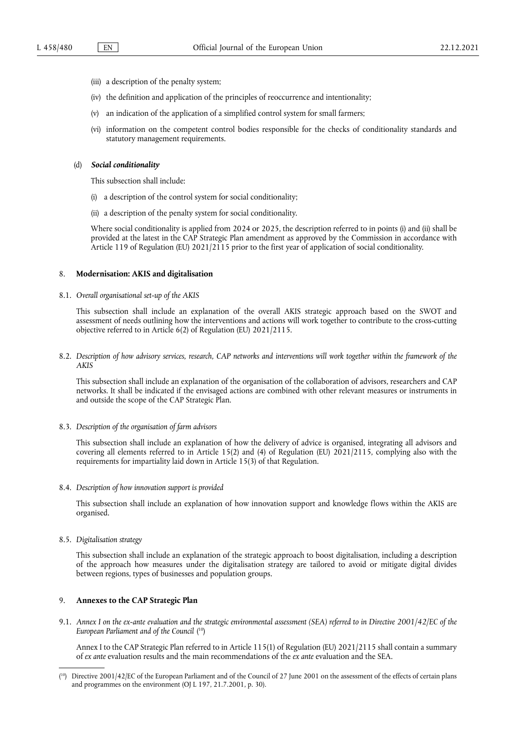(iii) a description of the penalty system;

(iv) the definition and application of the principles of reoccurrence and intentionality;

(v) an indication of the application of a simplified control system for small farmers;

(vi) information on the competent control bodies responsible for the checks of conditionality standards and statutory management requirements.

(d) ***Social conditionality***

This subsection shall include:

(i) a description of the control system for social conditionality;

(ii) a description of the penalty system for social conditionality.

Where social conditionality is applied from 2024 or 2025, the description referred to in points (i) and (ii) shall be provided at the latest in the CAP Strategic Plan amendment as approved by the Commission in accordance with Article 119 of Regulation (EU) 2021/2115 prior to the first year of application of social conditionality.

## 8. **Modernisation: AKIS and digitalisation**

8.1. *Overall organisational set-up of the AKIS*

This subsection shall include an explanation of the overall AKIS strategic approach based on the SWOT and assessment of needs outlining how the interventions and actions will work together to contribute to the cross-cutting objective referred to in Article 6(2) of Regulation (EU) 2021/2115.

8.2. *Description of how advisory services, research, CAP networks and interventions will work together within the framework of the AKIS*

This subsection shall include an explanation of the organisation of the collaboration of advisors, researchers and CAP networks. It shall be indicated if the envisaged actions are combined with other relevant measures or instruments in and outside the scope of the CAP Strategic Plan.

8.3. *Description of the organisation of farm advisors*

This subsection shall include an explanation of how the delivery of advice is organised, integrating all advisors and covering all elements referred to in Article 15(2) and (4) of Regulation (EU) 2021/2115, complying also with the requirements for impartiality laid down in Article 15(3) of that Regulation.

8.4. *Description of how innovation support is provided*

This subsection shall include an explanation of how innovation support and knowledge flows within the AKIS are organised.

8.5. *Digitalisation strategy*

This subsection shall include an explanation of the strategic approach to boost digitalisation, including a description of the approach how measures under the digitalisation strategy are tailored to avoid or mitigate digital divides between regions, types of businesses and population groups.

## 9. **Annexes to the CAP Strategic Plan**

9.1. *Annex I on the ex-ante evaluation and the strategic environmental assessment (SEA) referred to in Directive 2001/42/EC of the European Parliament and of the Council* [10]

Annex I to the CAP Strategic Plan referred to in Article 115(1) of Regulation (EU) 2021/2115 shall contain a summary of *ex ante* evaluation results and the main recommendations of the *ex ante* evaluation and the SEA.

---

[10] Directive 2001/42/EC of the European Parliament and of the Council of 27 June 2001 on the assessment of the effects of certain plans and programmes on the environment (OJ L 197, 21.7.2001, p. 30).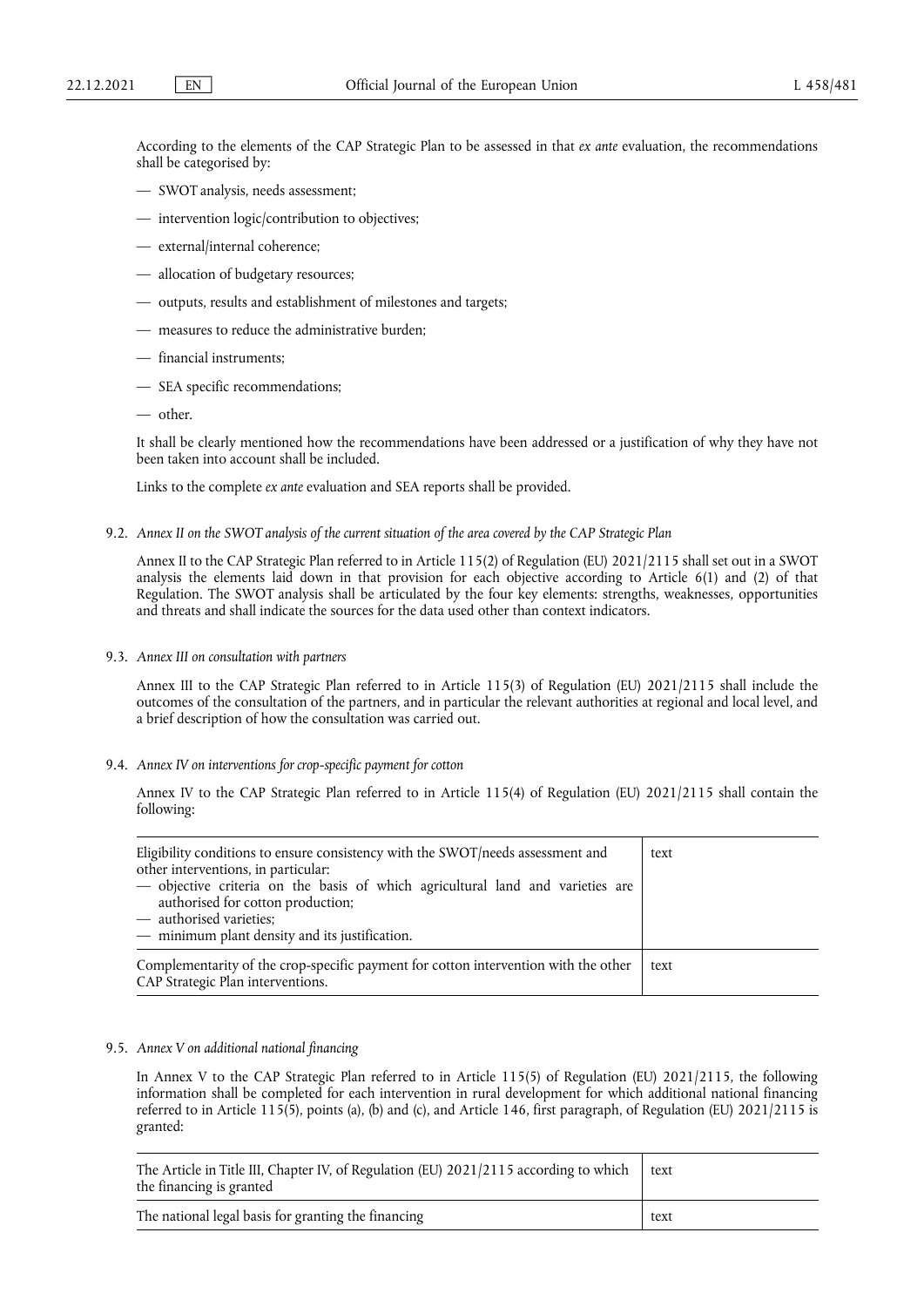According to the elements of the CAP Strategic Plan to be assessed in that *ex ante* evaluation, the recommendations shall be categorised by:

- SWOT analysis, needs assessment;
- intervention logic/contribution to objectives;
- external/internal coherence;
- allocation of budgetary resources;
- outputs, results and establishment of milestones and targets;
- measures to reduce the administrative burden;
- financial instruments;
- SEA specific recommendations;
- other.

It shall be clearly mentioned how the recommendations have been addressed or a justification of why they have not been taken into account shall be included.

Links to the complete *ex ante* evaluation and SEA reports shall be provided.

9.2. *Annex II on the SWOT analysis of the current situation of the area covered by the CAP Strategic Plan*

Annex II to the CAP Strategic Plan referred to in Article 115(2) of Regulation (EU) 2021/2115 shall set out in a SWOT analysis the elements laid down in that provision for each objective according to Article 6(1) and (2) of that Regulation. The SWOT analysis shall be articulated by the four key elements: strengths, weaknesses, opportunities and threats and shall indicate the sources for the data used other than context indicators.

9.3. *Annex III on consultation with partners*

Annex III to the CAP Strategic Plan referred to in Article 115(3) of Regulation (EU) 2021/2115 shall include the outcomes of the consultation of the partners, and in particular the relevant authorities at regional and local level, and a brief description of how the consultation was carried out.

9.4. *Annex IV on interventions for crop-specific payment for cotton*

Annex IV to the CAP Strategic Plan referred to in Article 115(4) of Regulation (EU) 2021/2115 shall contain the following:

| | |
|---|---|
| Eligibility conditions to ensure consistency with the SWOT/needs assessment and other interventions, in particular:<br>— objective criteria on the basis of which agricultural land and varieties are authorised for cotton production;<br>— authorised varieties;<br>— minimum plant density and its justification. | text |
| Complementarity of the crop-specific payment for cotton intervention with the other CAP Strategic Plan interventions. | text |

9.5. *Annex V on additional national financing*

In Annex V to the CAP Strategic Plan referred to in Article 115(5) of Regulation (EU) 2021/2115, the following information shall be completed for each intervention in rural development for which additional national financing referred to in Article 115(5), points (a), (b) and (c), and Article 146, first paragraph, of Regulation (EU) 2021/2115 is granted:

| | |
|---|---|
| The Article in Title III, Chapter IV, of Regulation (EU) 2021/2115 according to which the financing is granted | text |
| The national legal basis for granting the financing | text |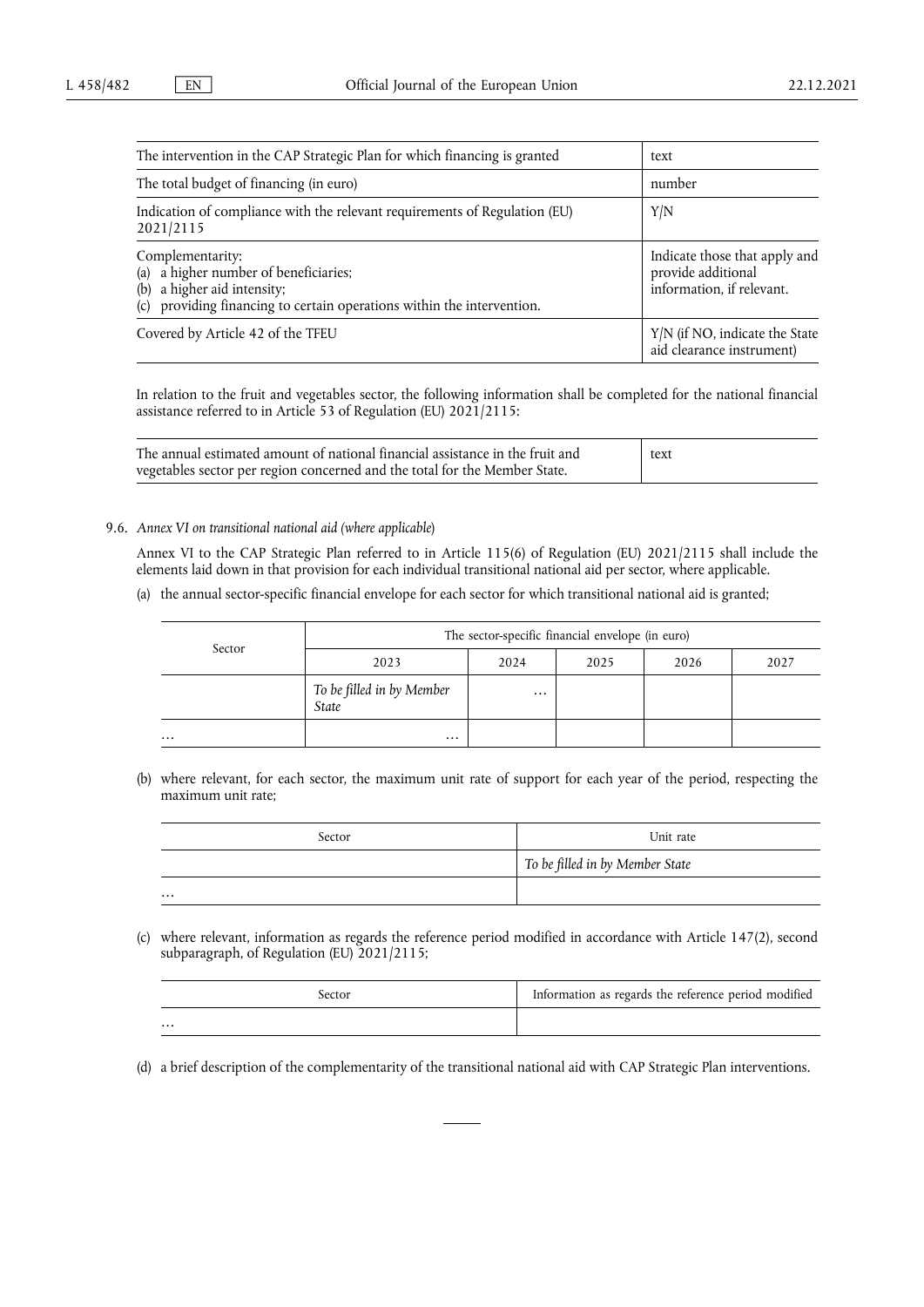| The intervention in the CAP Strategic Plan for which financing is granted | text |
|---|---|
| The total budget of financing (in euro) | number |
| Indication of compliance with the relevant requirements of Regulation (EU) 2021/2115 | Y/N |
| Complementarity:<br>(a) a higher number of beneficiaries;<br>(b) a higher aid intensity;<br>(c) providing financing to certain operations within the intervention. | Indicate those that apply and provide additional information, if relevant. |
| Covered by Article 42 of the TFEU | Y/N (if NO, indicate the State aid clearance instrument) |

In relation to the fruit and vegetables sector, the following information shall be completed for the national financial assistance referred to in Article 53 of Regulation (EU) 2021/2115:

| The annual estimated amount of national financial assistance in the fruit and vegetables sector per region concerned and the total for the Member State. | text |
|---|---|

9.6. *Annex VI on transitional national aid (where applicable)*

Annex VI to the CAP Strategic Plan referred to in Article 115(6) of Regulation (EU) 2021/2115 shall include the elements laid down in that provision for each individual transitional national aid per sector, where applicable.

(a) the annual sector-specific financial envelope for each sector for which transitional national aid is granted;

| Sector | The sector-specific financial envelope (in euro) | | | | |
|---|---|---|---|---|---|
| | 2023 | 2024 | 2025 | 2026 | 2027 |
| | *To be filled in by Member State* | … | | | |
| … | … | | | | |

(b) where relevant, for each sector, the maximum unit rate of support for each year of the period, respecting the maximum unit rate;

| Sector | Unit rate |
|---|---|
| | *To be filled in by Member State* |
| … | |

(c) where relevant, information as regards the reference period modified in accordance with Article 147(2), second subparagraph, of Regulation (EU) 2021/2115;

| Sector | Information as regards the reference period modified |
|---|---|
| … | |

(d) a brief description of the complementarity of the transitional national aid with CAP Strategic Plan interventions.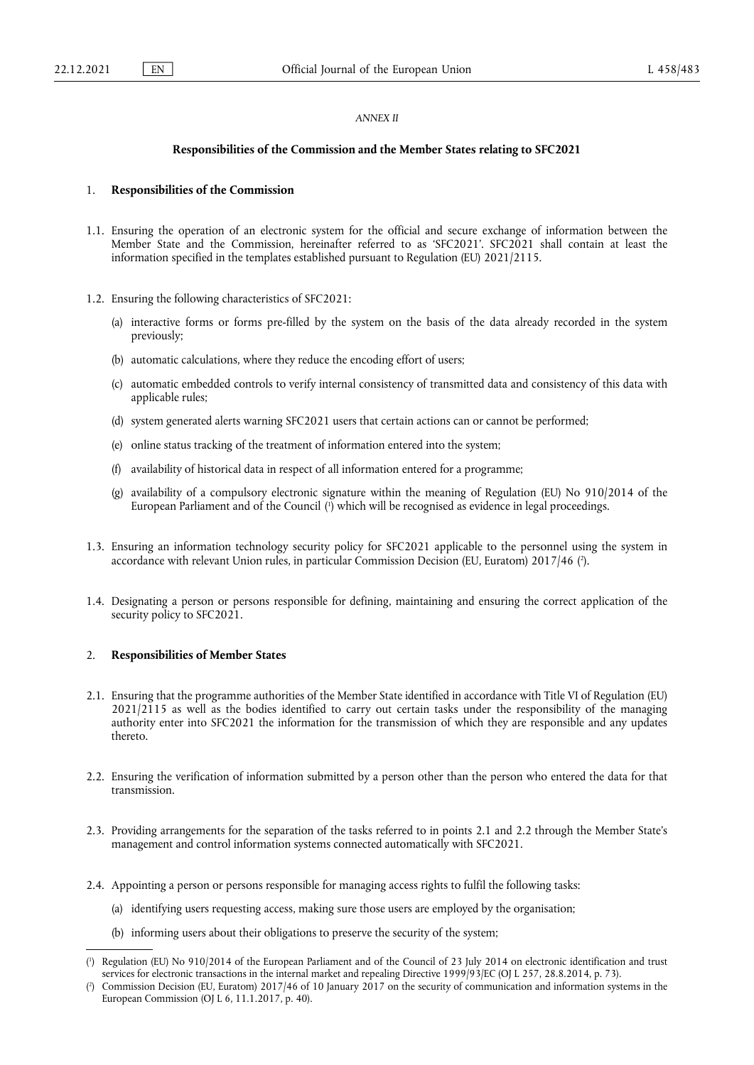*ANNEX II*

## Responsibilities of the Commission and the Member States relating to SFC2021

### 1. Responsibilities of the Commission

1.1. Ensuring the operation of an electronic system for the official and secure exchange of information between the Member State and the Commission, hereinafter referred to as 'SFC2021'. SFC2021 shall contain at least the information specified in the templates established pursuant to Regulation (EU) 2021/2115.

1.2. Ensuring the following characteristics of SFC2021:

(a) interactive forms or forms pre-filled by the system on the basis of the data already recorded in the system previously;

(b) automatic calculations, where they reduce the encoding effort of users;

(c) automatic embedded controls to verify internal consistency of transmitted data and consistency of this data with applicable rules;

(d) system generated alerts warning SFC2021 users that certain actions can or cannot be performed;

(e) online status tracking of the treatment of information entered into the system;

(f) availability of historical data in respect of all information entered for a programme;

(g) availability of a compulsory electronic signature within the meaning of Regulation (EU) No 910/2014 of the European Parliament and of the Council [1] which will be recognised as evidence in legal proceedings.

1.3. Ensuring an information technology security policy for SFC2021 applicable to the personnel using the system in accordance with relevant Union rules, in particular Commission Decision (EU, Euratom) 2017/46 [2].

1.4. Designating a person or persons responsible for defining, maintaining and ensuring the correct application of the security policy to SFC2021.

### 2. Responsibilities of Member States

2.1. Ensuring that the programme authorities of the Member State identified in accordance with Title VI of Regulation (EU) 2021/2115 as well as the bodies identified to carry out certain tasks under the responsibility of the managing authority enter into SFC2021 the information for the transmission of which they are responsible and any updates thereto.

2.2. Ensuring the verification of information submitted by a person other than the person who entered the data for that transmission.

2.3. Providing arrangements for the separation of the tasks referred to in points 2.1 and 2.2 through the Member State's management and control information systems connected automatically with SFC2021.

2.4. Appointing a person or persons responsible for managing access rights to fulfil the following tasks:

(a) identifying users requesting access, making sure those users are employed by the organisation;

(b) informing users about their obligations to preserve the security of the system;

---

[1] Regulation (EU) No 910/2014 of the European Parliament and of the Council of 23 July 2014 on electronic identification and trust services for electronic transactions in the internal market and repealing Directive 1999/93/EC (OJ L 257, 28.8.2014, p. 73).

[2] Commission Decision (EU, Euratom) 2017/46 of 10 January 2017 on the security of communication and information systems in the European Commission (OJ L 6, 11.1.2017, p. 40).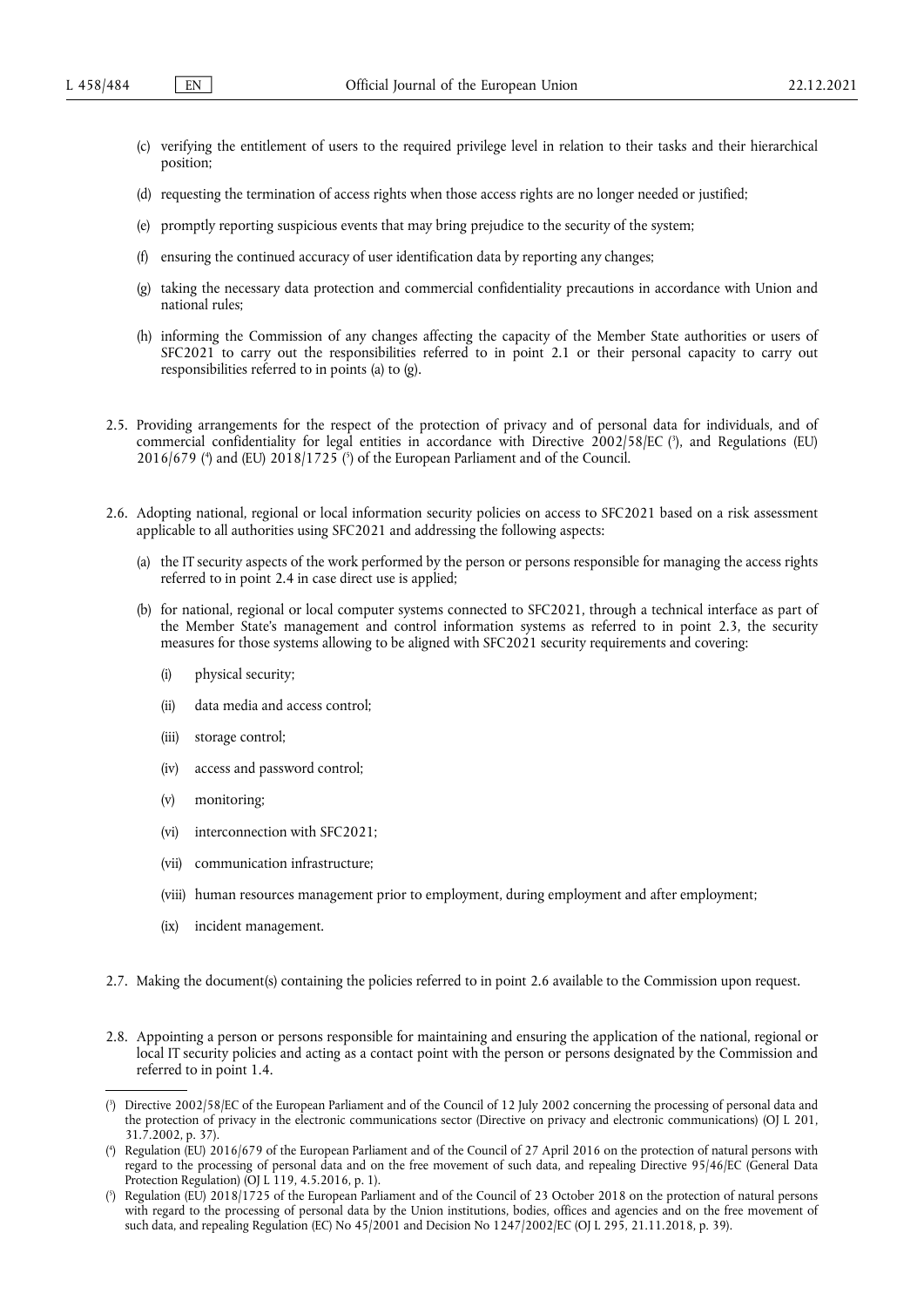(c) verifying the entitlement of users to the required privilege level in relation to their tasks and their hierarchical position;

(d) requesting the termination of access rights when those access rights are no longer needed or justified;

(e) promptly reporting suspicious events that may bring prejudice to the security of the system;

(f) ensuring the continued accuracy of user identification data by reporting any changes;

(g) taking the necessary data protection and commercial confidentiality precautions in accordance with Union and national rules;

(h) informing the Commission of any changes affecting the capacity of the Member State authorities or users of SFC2021 to carry out the responsibilities referred to in point 2.1 or their personal capacity to carry out responsibilities referred to in points (a) to (g).

2.5. Providing arrangements for the respect of the protection of privacy and of personal data for individuals, and of commercial confidentiality for legal entities in accordance with Directive 2002/58/EC [3], and Regulations (EU) 2016/679 [4] and (EU) 2018/1725 [5] of the European Parliament and of the Council.

2.6. Adopting national, regional or local information security policies on access to SFC2021 based on a risk assessment applicable to all authorities using SFC2021 and addressing the following aspects:

(a) the IT security aspects of the work performed by the person or persons responsible for managing the access rights referred to in point 2.4 in case direct use is applied;

(b) for national, regional or local computer systems connected to SFC2021, through a technical interface as part of the Member State's management and control information systems as referred to in point 2.3, the security measures for those systems allowing to be aligned with SFC2021 security requirements and covering:

(i) physical security;

(ii) data media and access control;

(iii) storage control;

(iv) access and password control;

(v) monitoring;

(vi) interconnection with SFC2021;

(vii) communication infrastructure;

(viii) human resources management prior to employment, during employment and after employment;

(ix) incident management.

2.7. Making the document(s) containing the policies referred to in point 2.6 available to the Commission upon request.

2.8. Appointing a person or persons responsible for maintaining and ensuring the application of the national, regional or local IT security policies and acting as a contact point with the person or persons designated by the Commission and referred to in point 1.4.

---

[3] Directive 2002/58/EC of the European Parliament and of the Council of 12 July 2002 concerning the processing of personal data and the protection of privacy in the electronic communications sector (Directive on privacy and electronic communications) (OJ L 201, 31.7.2002, p. 37).

[4] Regulation (EU) 2016/679 of the European Parliament and of the Council of 27 April 2016 on the protection of natural persons with regard to the processing of personal data and on the free movement of such data, and repealing Directive 95/46/EC (General Data Protection Regulation) (OJ L 119, 4.5.2016, p. 1).

[5] Regulation (EU) 2018/1725 of the European Parliament and of the Council of 23 October 2018 on the protection of natural persons with regard to the processing of personal data by the Union institutions, bodies, offices and agencies and on the free movement of such data, and repealing Regulation (EC) No 45/2001 and Decision No 1247/2002/EC (OJ L 295, 21.11.2018, p. 39).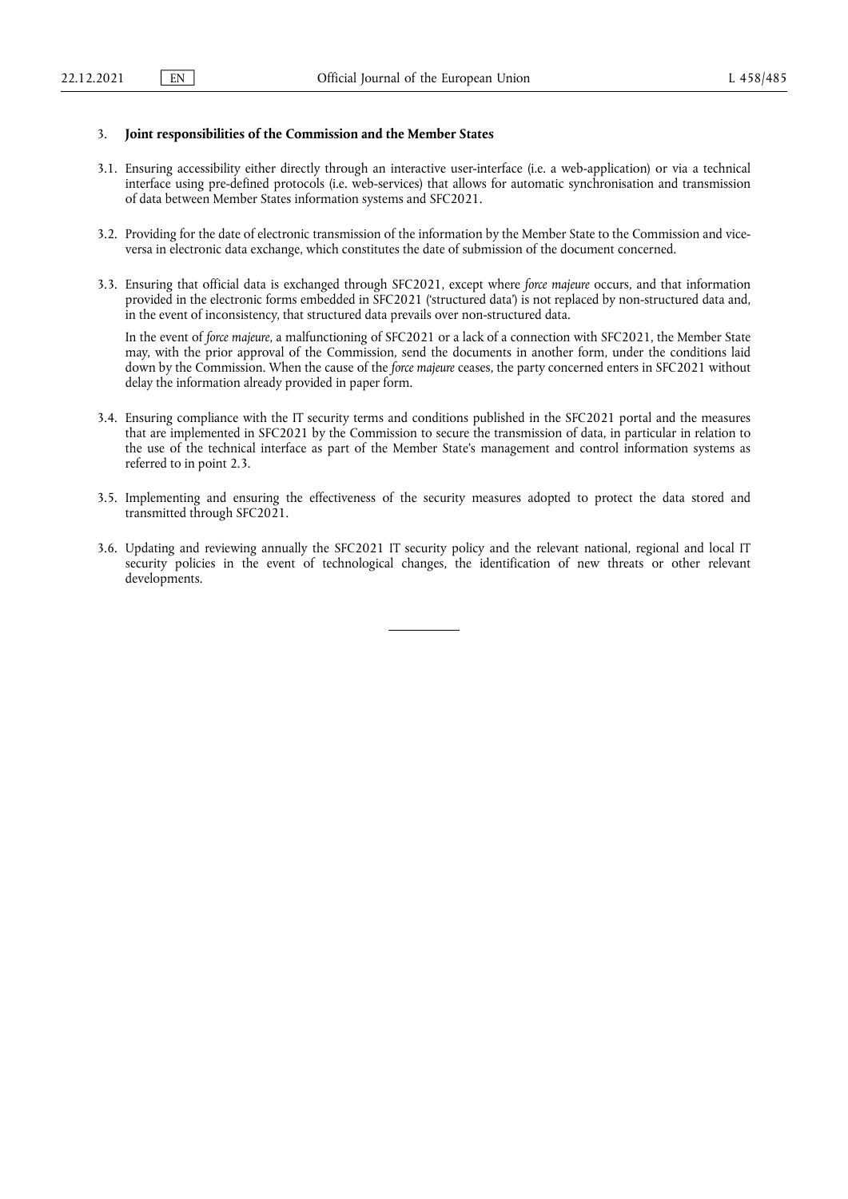3. **Joint responsibilities of the Commission and the Member States**

3.1. Ensuring accessibility either directly through an interactive user-interface (i.e. a web-application) or via a technical interface using pre-defined protocols (i.e. web-services) that allows for automatic synchronisation and transmission of data between Member States information systems and SFC2021.

3.2. Providing for the date of electronic transmission of the information by the Member State to the Commission and vice-versa in electronic data exchange, which constitutes the date of submission of the document concerned.

3.3. Ensuring that official data is exchanged through SFC2021, except where *force majeure* occurs, and that information provided in the electronic forms embedded in SFC2021 ('structured data') is not replaced by non-structured data and, in the event of inconsistency, that structured data prevails over non-structured data.

In the event of *force majeure*, a malfunctioning of SFC2021 or a lack of a connection with SFC2021, the Member State may, with the prior approval of the Commission, send the documents in another form, under the conditions laid down by the Commission. When the cause of the *force majeure* ceases, the party concerned enters in SFC2021 without delay the information already provided in paper form.

3.4. Ensuring compliance with the IT security terms and conditions published in the SFC2021 portal and the measures that are implemented in SFC2021 by the Commission to secure the transmission of data, in particular in relation to the use of the technical interface as part of the Member State's management and control information systems as referred to in point 2.3.

3.5. Implementing and ensuring the effectiveness of the security measures adopted to protect the data stored and transmitted through SFC2021.

3.6. Updating and reviewing annually the SFC2021 IT security policy and the relevant national, regional and local IT security policies in the event of technological changes, the identification of new threats or other relevant developments.